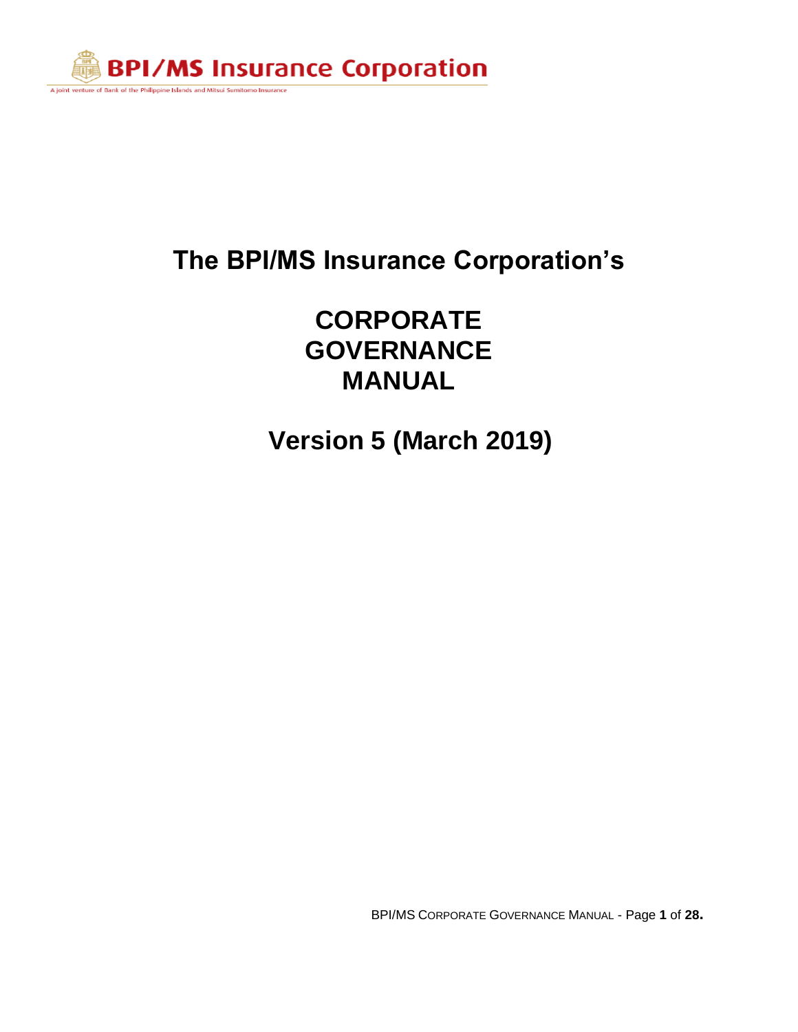BPI/MS Insurance Corporation

A joint venture of Bank of the Philippine Islands and Mitsui Sumitomo Insurance

# The BPI/MS Insurance Corporation's

# CORPORATE GOVERNANCE MANUAL

# Version 5 (March 2019)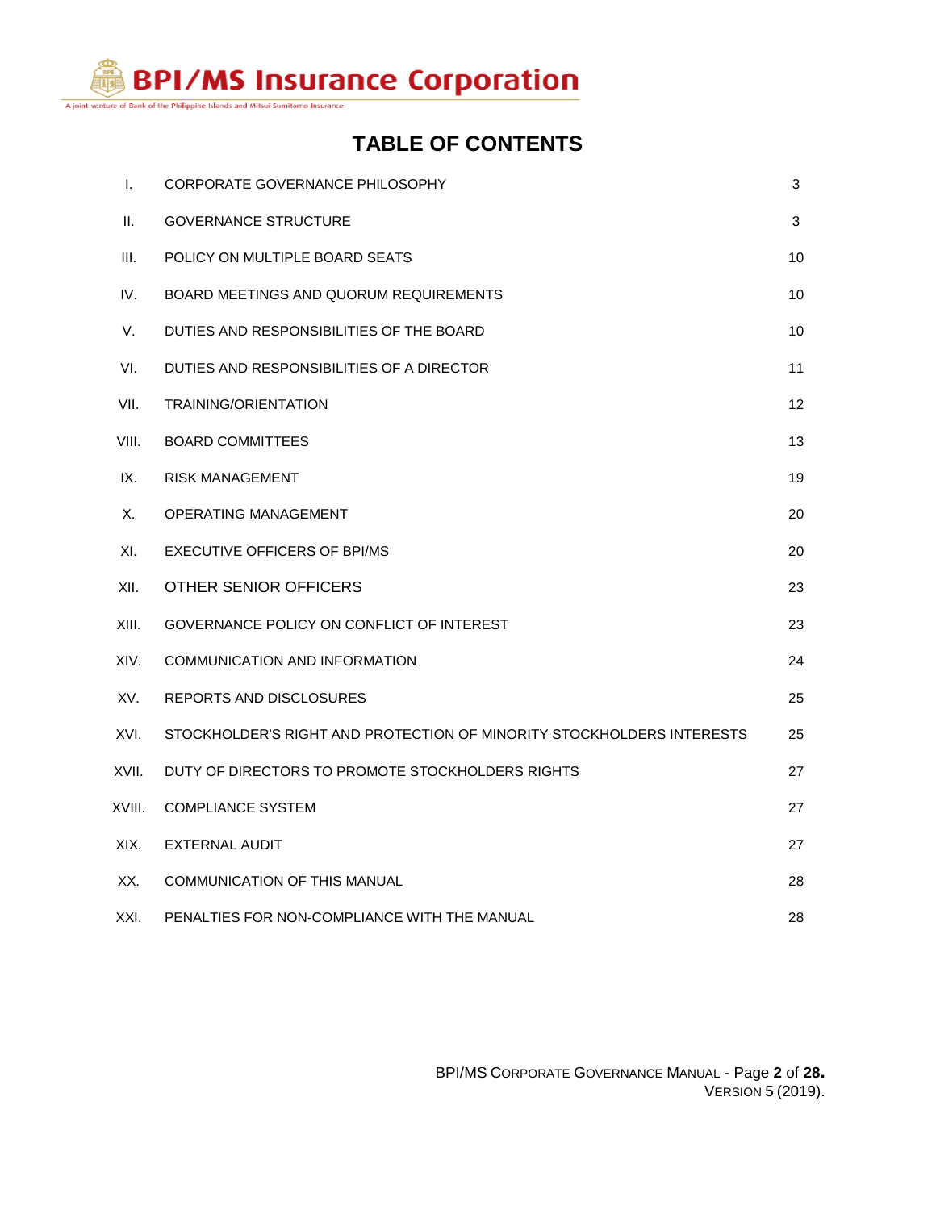# TABLE OF CONTENTS

| | | |
|---|---|---|
| I. | CORPORATE GOVERNANCE PHILOSOPHY | 3 |
| II. | GOVERNANCE STRUCTURE | 3 |
| III. | POLICY ON MULTIPLE BOARD SEATS | 10 |
| IV. | BOARD MEETINGS AND QUORUM REQUIREMENTS | 10 |
| V. | DUTIES AND RESPONSIBILITIES OF THE BOARD | 10 |
| VI. | DUTIES AND RESPONSIBILITIES OF A DIRECTOR | 11 |
| VII. | TRAINING/ORIENTATION | 12 |
| VIII. | BOARD COMMITTEES | 13 |
| IX. | RISK MANAGEMENT | 19 |
| X. | OPERATING MANAGEMENT | 20 |
| XI. | EXECUTIVE OFFICERS OF BPI/MS | 20 |
| XII. | OTHER SENIOR OFFICERS | 23 |
| XIII. | GOVERNANCE POLICY ON CONFLICT OF INTEREST | 23 |
| XIV. | COMMUNICATION AND INFORMATION | 24 |
| XV. | REPORTS AND DISCLOSURES | 25 |
| XVI. | STOCKHOLDER'S RIGHT AND PROTECTION OF MINORITY STOCKHOLDERS INTERESTS | 25 |
| XVII. | DUTY OF DIRECTORS TO PROMOTE STOCKHOLDERS RIGHTS | 27 |
| XVIII. | COMPLIANCE SYSTEM | 27 |
| XIX. | EXTERNAL AUDIT | 27 |
| XX. | COMMUNICATION OF THIS MANUAL | 28 |
| XXI. | PENALTIES FOR NON-COMPLIANCE WITH THE MANUAL | 28 |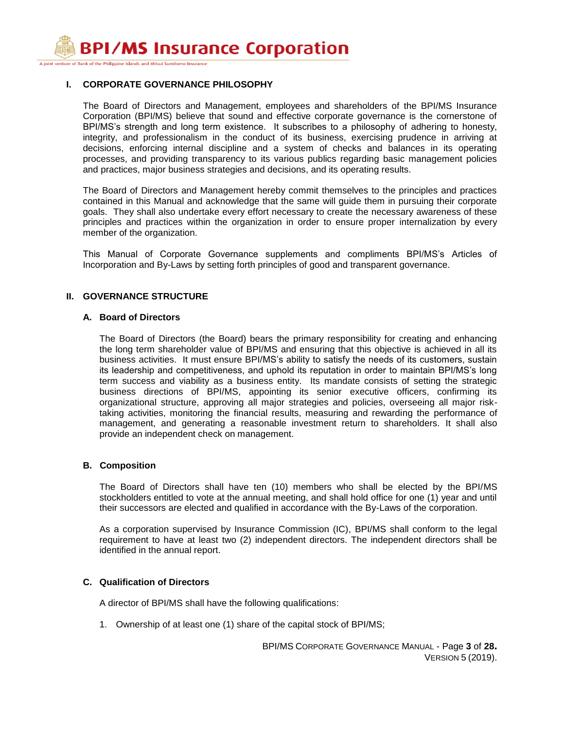## I. CORPORATE GOVERNANCE PHILOSOPHY

The Board of Directors and Management, employees and shareholders of the BPI/MS Insurance Corporation (BPI/MS) believe that sound and effective corporate governance is the cornerstone of BPI/MS's strength and long term existence. It subscribes to a philosophy of adhering to honesty, integrity, and professionalism in the conduct of its business, exercising prudence in arriving at decisions, enforcing internal discipline and a system of checks and balances in its operating processes, and providing transparency to its various publics regarding basic management policies and practices, major business strategies and decisions, and its operating results.

The Board of Directors and Management hereby commit themselves to the principles and practices contained in this Manual and acknowledge that the same will guide them in pursuing their corporate goals. They shall also undertake every effort necessary to create the necessary awareness of these principles and practices within the organization in order to ensure proper internalization by every member of the organization.

This Manual of Corporate Governance supplements and compliments BPI/MS's Articles of Incorporation and By-Laws by setting forth principles of good and transparent governance.

## II. GOVERNANCE STRUCTURE

### A. Board of Directors

The Board of Directors (the Board) bears the primary responsibility for creating and enhancing the long term shareholder value of BPI/MS and ensuring that this objective is achieved in all its business activities. It must ensure BPI/MS's ability to satisfy the needs of its customers, sustain its leadership and competitiveness, and uphold its reputation in order to maintain BPI/MS's long term success and viability as a business entity. Its mandate consists of setting the strategic business directions of BPI/MS, appointing its senior executive officers, confirming its organizational structure, approving all major strategies and policies, overseeing all major risk-taking activities, monitoring the financial results, measuring and rewarding the performance of management, and generating a reasonable investment return to shareholders. It shall also provide an independent check on management.

### B. Composition

The Board of Directors shall have ten (10) members who shall be elected by the BPI/MS stockholders entitled to vote at the annual meeting, and shall hold office for one (1) year and until their successors are elected and qualified in accordance with the By-Laws of the corporation.

As a corporation supervised by Insurance Commission (IC), BPI/MS shall conform to the legal requirement to have at least two (2) independent directors. The independent directors shall be identified in the annual report.

### C. Qualification of Directors

A director of BPI/MS shall have the following qualifications:

1. Ownership of at least one (1) share of the capital stock of BPI/MS;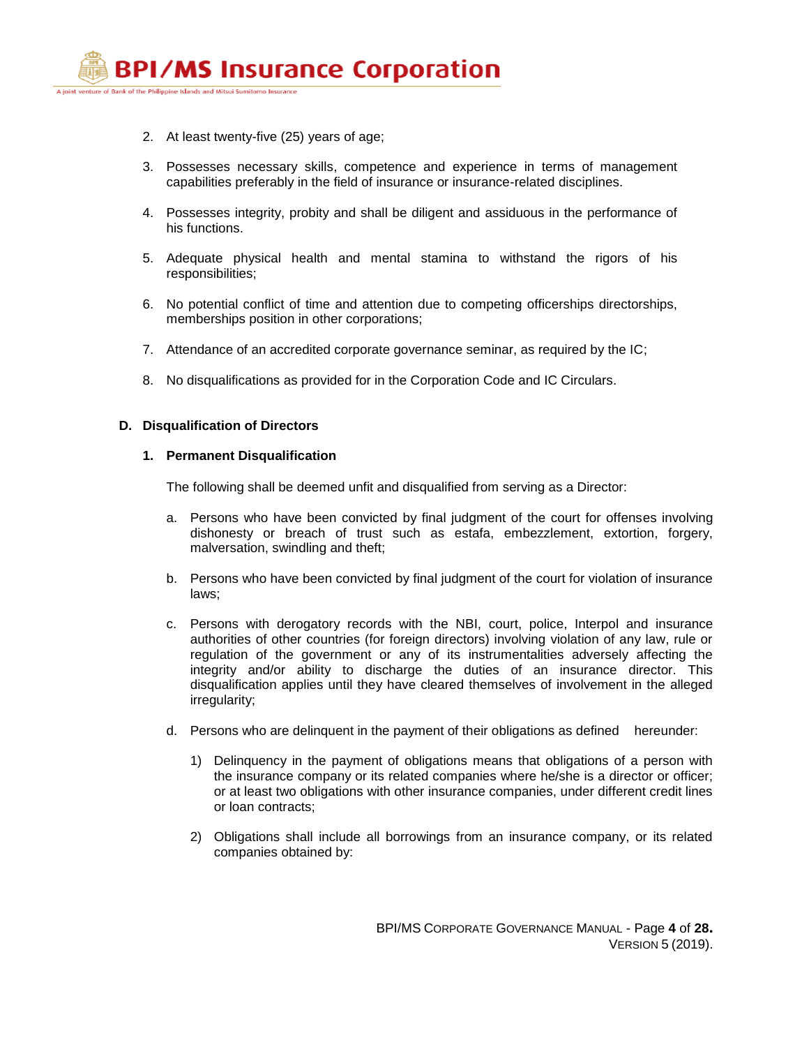2. At least twenty-five (25) years of age;

3. Possesses necessary skills, competence and experience in terms of management capabilities preferably in the field of insurance or insurance-related disciplines.

4. Possesses integrity, probity and shall be diligent and assiduous in the performance of his functions.

5. Adequate physical health and mental stamina to withstand the rigors of his responsibilities;

6. No potential conflict of time and attention due to competing officerships directorships, memberships position in other corporations;

7. Attendance of an accredited corporate governance seminar, as required by the IC;

8. No disqualifications as provided for in the Corporation Code and IC Circulars.

### D. Disqualification of Directors

#### 1. Permanent Disqualification

The following shall be deemed unfit and disqualified from serving as a Director:

a. Persons who have been convicted by final judgment of the court for offenses involving dishonesty or breach of trust such as estafa, embezzlement, extortion, forgery, malversation, swindling and theft;

b. Persons who have been convicted by final judgment of the court for violation of insurance laws;

c. Persons with derogatory records with the NBI, court, police, Interpol and insurance authorities of other countries (for foreign directors) involving violation of any law, rule or regulation of the government or any of its instrumentalities adversely affecting the integrity and/or ability to discharge the duties of an insurance director. This disqualification applies until they have cleared themselves of involvement in the alleged irregularity;

d. Persons who are delinquent in the payment of their obligations as defined hereunder:

   1) Delinquency in the payment of obligations means that obligations of a person with the insurance company or its related companies where he/she is a director or officer; or at least two obligations with other insurance companies, under different credit lines or loan contracts;

   2) Obligations shall include all borrowings from an insurance company, or its related companies obtained by: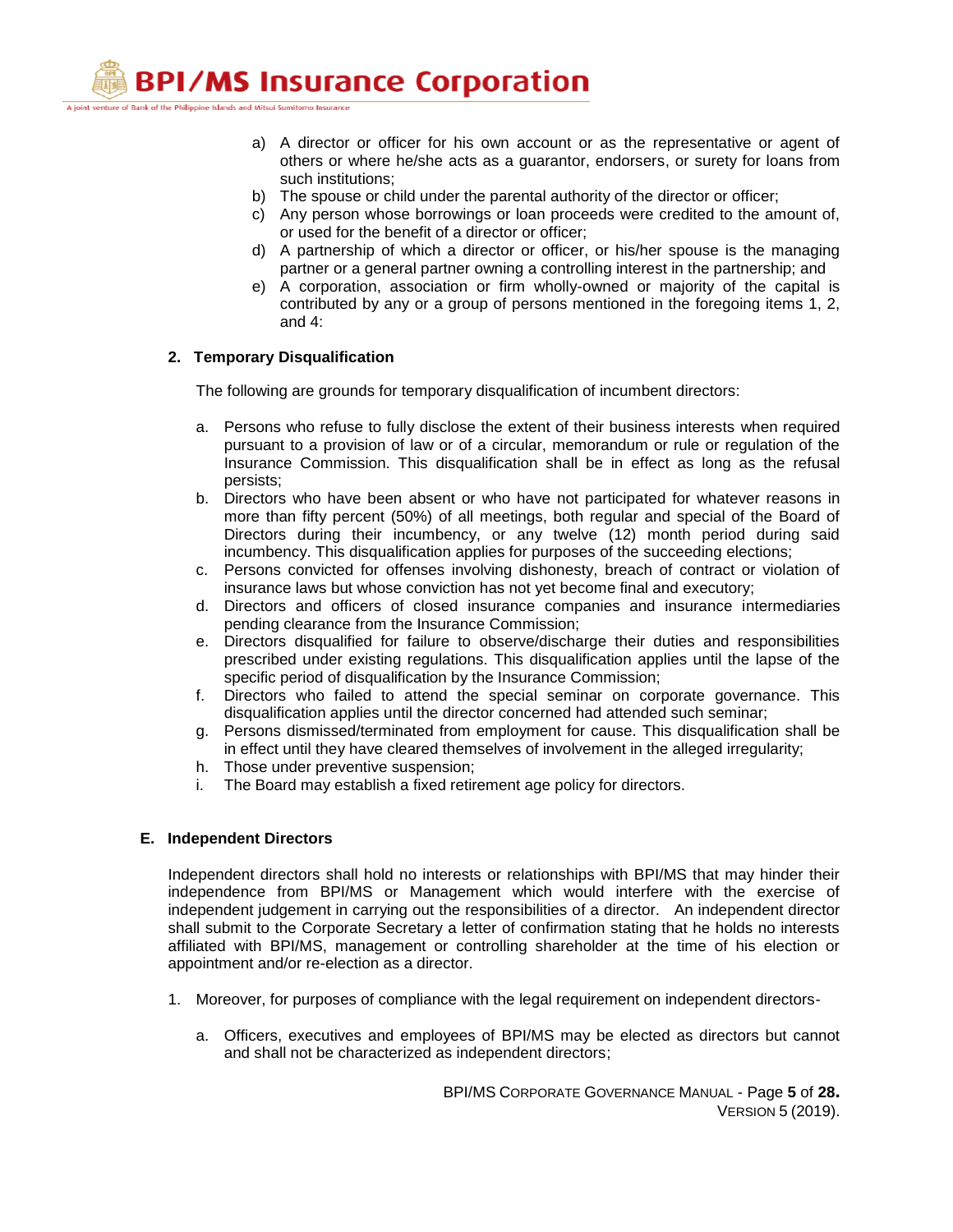a) A director or officer for his own account or as the representative or agent of others or where he/she acts as a guarantor, endorsers, or surety for loans from such institutions;
b) The spouse or child under the parental authority of the director or officer;
c) Any person whose borrowings or loan proceeds were credited to the amount of, or used for the benefit of a director or officer;
d) A partnership of which a director or officer, or his/her spouse is the managing partner or a general partner owning a controlling interest in the partnership; and
e) A corporation, association or firm wholly-owned or majority of the capital is contributed by any or a group of persons mentioned in the foregoing items 1, 2, and 4:

**2. Temporary Disqualification**

The following are grounds for temporary disqualification of incumbent directors:

a. Persons who refuse to fully disclose the extent of their business interests when required pursuant to a provision of law or of a circular, memorandum or rule or regulation of the Insurance Commission. This disqualification shall be in effect as long as the refusal persists;
b. Directors who have been absent or who have not participated for whatever reasons in more than fifty percent (50%) of all meetings, both regular and special of the Board of Directors during their incumbency, or any twelve (12) month period during said incumbency. This disqualification applies for purposes of the succeeding elections;
c. Persons convicted for offenses involving dishonesty, breach of contract or violation of insurance laws but whose conviction has not yet become final and executory;
d. Directors and officers of closed insurance companies and insurance intermediaries pending clearance from the Insurance Commission;
e. Directors disqualified for failure to observe/discharge their duties and responsibilities prescribed under existing regulations. This disqualification applies until the lapse of the specific period of disqualification by the Insurance Commission;
f. Directors who failed to attend the special seminar on corporate governance. This disqualification applies until the director concerned had attended such seminar;
g. Persons dismissed/terminated from employment for cause. This disqualification shall be in effect until they have cleared themselves of involvement in the alleged irregularity;
h. Those under preventive suspension;
i. The Board may establish a fixed retirement age policy for directors.

**E. Independent Directors**

Independent directors shall hold no interests or relationships with BPI/MS that may hinder their independence from BPI/MS or Management which would interfere with the exercise of independent judgement in carrying out the responsibilities of a director. An independent director shall submit to the Corporate Secretary a letter of confirmation stating that he holds no interests affiliated with BPI/MS, management or controlling shareholder at the time of his election or appointment and/or re-election as a director.

1. Moreover, for purposes of compliance with the legal requirement on independent directors-

   a. Officers, executives and employees of BPI/MS may be elected as directors but cannot and shall not be characterized as independent directors;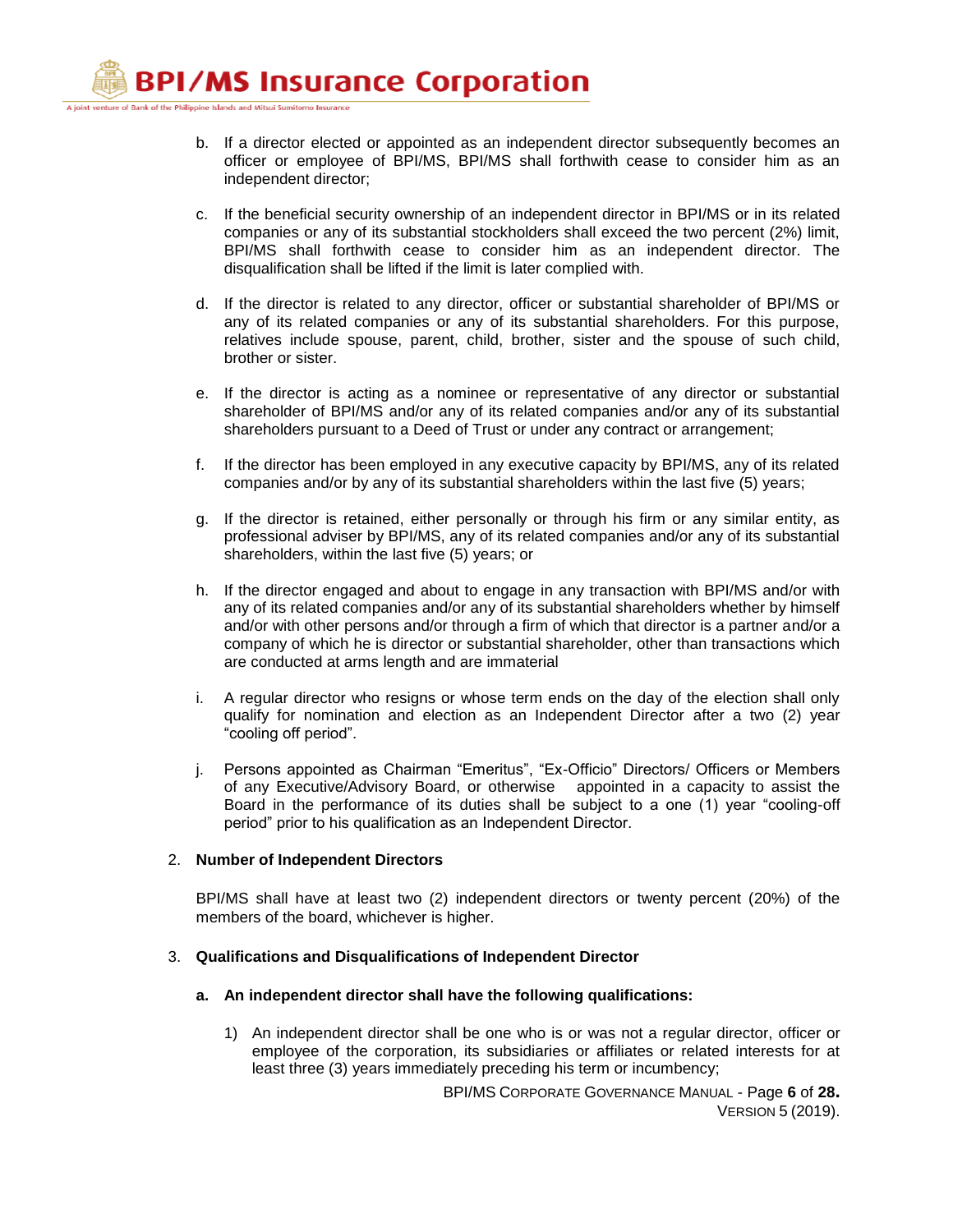b. If a director elected or appointed as an independent director subsequently becomes an officer or employee of BPI/MS, BPI/MS shall forthwith cease to consider him as an independent director;

c. If the beneficial security ownership of an independent director in BPI/MS or in its related companies or any of its substantial stockholders shall exceed the two percent (2%) limit, BPI/MS shall forthwith cease to consider him as an independent director. The disqualification shall be lifted if the limit is later complied with.

d. If the director is related to any director, officer or substantial shareholder of BPI/MS or any of its related companies or any of its substantial shareholders. For this purpose, relatives include spouse, parent, child, brother, sister and the spouse of such child, brother or sister.

e. If the director is acting as a nominee or representative of any director or substantial shareholder of BPI/MS and/or any of its related companies and/or any of its substantial shareholders pursuant to a Deed of Trust or under any contract or arrangement;

f. If the director has been employed in any executive capacity by BPI/MS, any of its related companies and/or by any of its substantial shareholders within the last five (5) years;

g. If the director is retained, either personally or through his firm or any similar entity, as professional adviser by BPI/MS, any of its related companies and/or any of its substantial shareholders, within the last five (5) years; or

h. If the director engaged and about to engage in any transaction with BPI/MS and/or with any of its related companies and/or any of its substantial shareholders whether by himself and/or with other persons and/or through a firm of which that director is a partner and/or a company of which he is director or substantial shareholder, other than transactions which are conducted at arms length and are immaterial

i. A regular director who resigns or whose term ends on the day of the election shall only qualify for nomination and election as an Independent Director after a two (2) year "cooling off period".

j. Persons appointed as Chairman "Emeritus", "Ex-Officio" Directors/ Officers or Members of any Executive/Advisory Board, or otherwise appointed in a capacity to assist the Board in the performance of its duties shall be subject to a one (1) year "cooling-off period" prior to his qualification as an Independent Director.

2. **Number of Independent Directors**

   BPI/MS shall have at least two (2) independent directors or twenty percent (20%) of the members of the board, whichever is higher.

3. **Qualifications and Disqualifications of Independent Director**

   **a. An independent director shall have the following qualifications:**

   1) An independent director shall be one who is or was not a regular director, officer or employee of the corporation, its subsidiaries or affiliates or related interests for at least three (3) years immediately preceding his term or incumbency;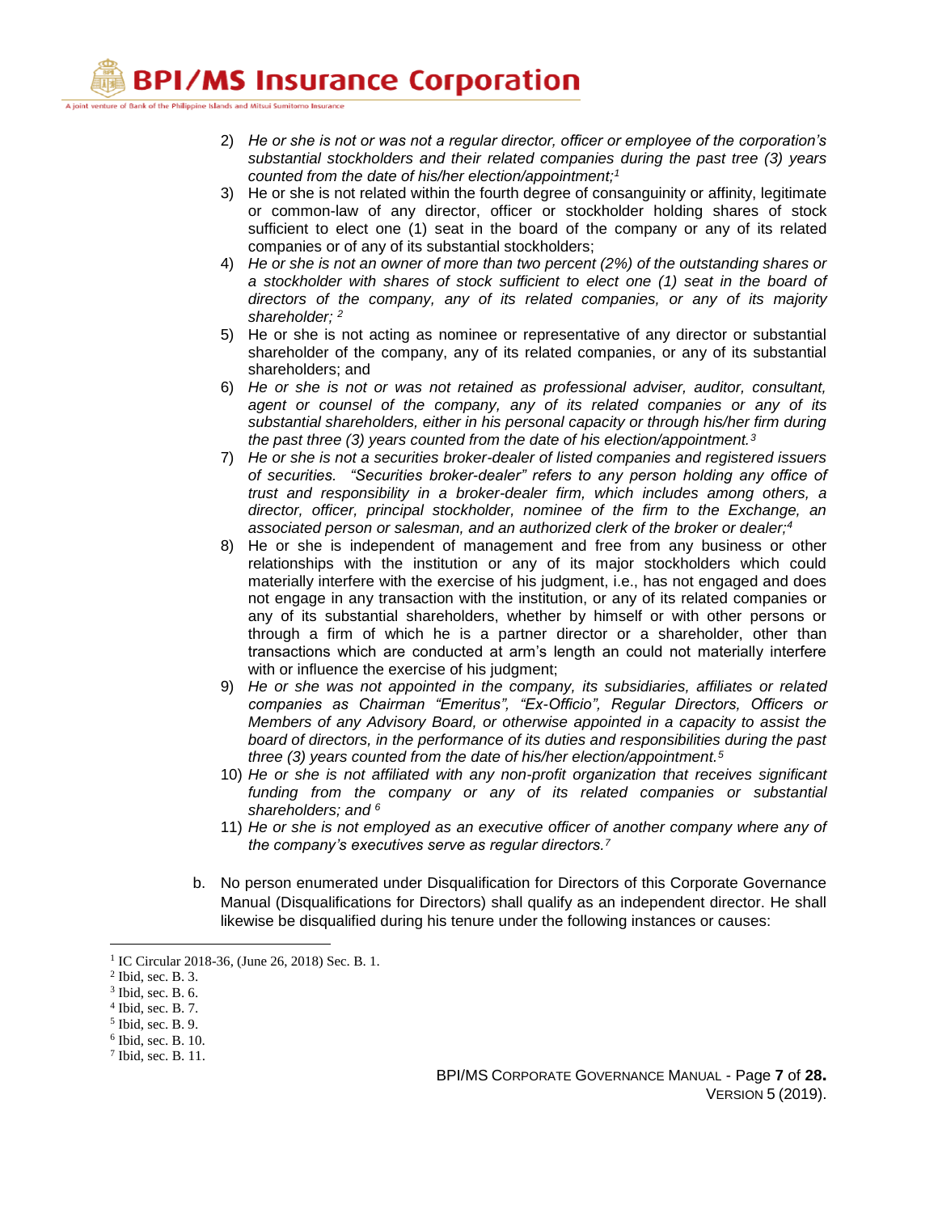2) *He or she is not or was not a regular director, officer or employee of the corporation's substantial stockholders and their related companies during the past tree (3) years counted from the date of his/her election/appointment;*[1]
3) He or she is not related within the fourth degree of consanguinity or affinity, legitimate or common-law of any director, officer or stockholder holding shares of stock sufficient to elect one (1) seat in the board of the company or any of its related companies or of any of its substantial stockholders;
4) *He or she is not an owner of more than two percent (2%) of the outstanding shares or a stockholder with shares of stock sufficient to elect one (1) seat in the board of directors of the company, any of its related companies, or any of its majority shareholder;* [2]
5) He or she is not acting as nominee or representative of any director or substantial shareholder of the company, any of its related companies, or any of its substantial shareholders; and
6) *He or she is not or was not retained as professional adviser, auditor, consultant, agent or counsel of the company, any of its related companies or any of its substantial shareholders, either in his personal capacity or through his/her firm during the past three (3) years counted from the date of his election/appointment.*[3]
7) *He or she is not a securities broker-dealer of listed companies and registered issuers of securities. "Securities broker-dealer" refers to any person holding any office of trust and responsibility in a broker-dealer firm, which includes among others, a director, officer, principal stockholder, nominee of the firm to the Exchange, an associated person or salesman, and an authorized clerk of the broker or dealer;*[4]
8) He or she is independent of management and free from any business or other relationships with the institution or any of its major stockholders which could materially interfere with the exercise of his judgment, i.e., has not engaged and does not engage in any transaction with the institution, or any of its related companies or any of its substantial shareholders, whether by himself or with other persons or through a firm of which he is a partner director or a shareholder, other than transactions which are conducted at arm's length an could not materially interfere with or influence the exercise of his judgment;
9) *He or she was not appointed in the company, its subsidiaries, affiliates or related companies as Chairman "Emeritus", "Ex-Officio", Regular Directors, Officers or Members of any Advisory Board, or otherwise appointed in a capacity to assist the board of directors, in the performance of its duties and responsibilities during the past three (3) years counted from the date of his/her election/appointment.*[5]
10) *He or she is not affiliated with any non-profit organization that receives significant funding from the company or any of its related companies or substantial shareholders; and* [6]
11) *He or she is not employed as an executive officer of another company where any of the company's executives serve as regular directors.*[7]

b. No person enumerated under Disqualification for Directors of this Corporate Governance Manual (Disqualifications for Directors) shall qualify as an independent director. He shall likewise be disqualified during his tenure under the following instances or causes:

---

[1] IC Circular 2018-36, (June 26, 2018) Sec. B. 1.
[2] Ibid, sec. B. 3.
[3] Ibid, sec. B. 6.
[4] Ibid, sec. B. 7.
[5] Ibid, sec. B. 9.
[6] Ibid, sec. B. 10.
[7] Ibid, sec. B. 11.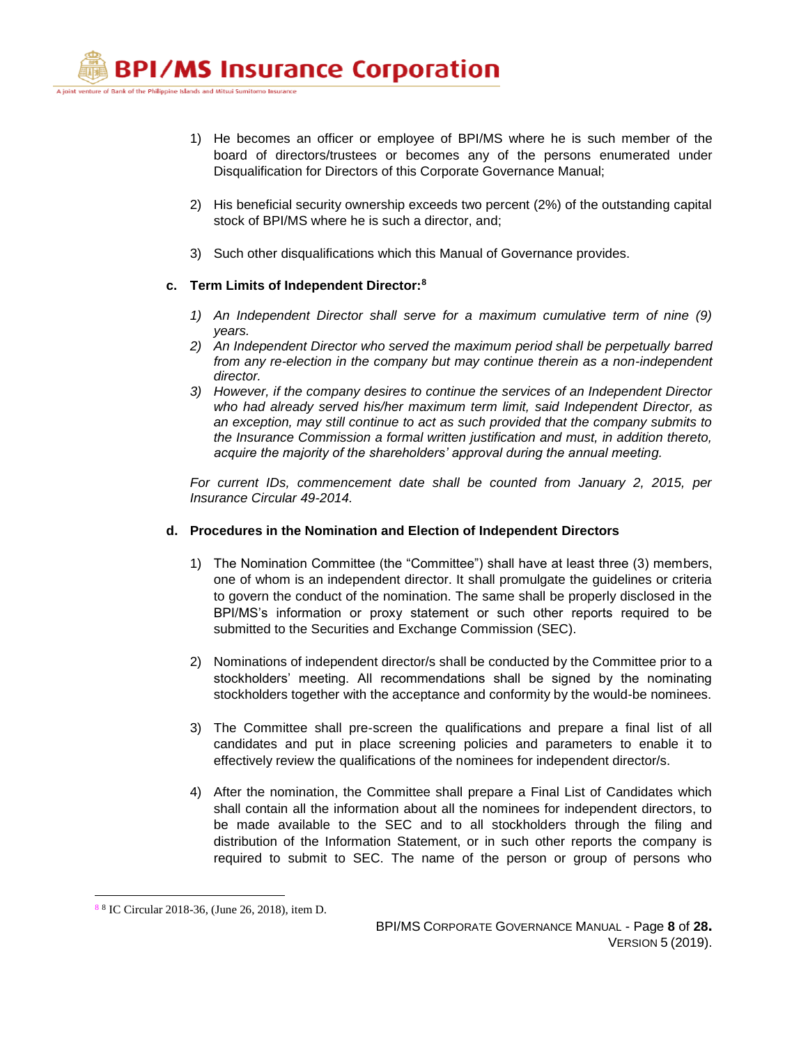1) He becomes an officer or employee of BPI/MS where he is such member of the board of directors/trustees or becomes any of the persons enumerated under Disqualification for Directors of this Corporate Governance Manual;

2) His beneficial security ownership exceeds two percent (2%) of the outstanding capital stock of BPI/MS where he is such a director, and;

3) Such other disqualifications which this Manual of Governance provides.

**c. Term Limits of Independent Director:**[8]

1) *An Independent Director shall serve for a maximum cumulative term of nine (9) years.*
2) *An Independent Director who served the maximum period shall be perpetually barred from any re-election in the company but may continue therein as a non-independent director.*
3) *However, if the company desires to continue the services of an Independent Director who had already served his/her maximum term limit, said Independent Director, as an exception, may still continue to act as such provided that the company submits to the Insurance Commission a formal written justification and must, in addition thereto, acquire the majority of the shareholders' approval during the annual meeting.*

*For current IDs, commencement date shall be counted from January 2, 2015, per Insurance Circular 49-2014.*

**d. Procedures in the Nomination and Election of Independent Directors**

1) The Nomination Committee (the "Committee") shall have at least three (3) members, one of whom is an independent director. It shall promulgate the guidelines or criteria to govern the conduct of the nomination. The same shall be properly disclosed in the BPI/MS's information or proxy statement or such other reports required to be submitted to the Securities and Exchange Commission (SEC).

2) Nominations of independent director/s shall be conducted by the Committee prior to a stockholders' meeting. All recommendations shall be signed by the nominating stockholders together with the acceptance and conformity by the would-be nominees.

3) The Committee shall pre-screen the qualifications and prepare a final list of all candidates and put in place screening policies and parameters to enable it to effectively review the qualifications of the nominees for independent director/s.

4) After the nomination, the Committee shall prepare a Final List of Candidates which shall contain all the information about all the nominees for independent directors, to be made available to the SEC and to all stockholders through the filing and distribution of the Information Statement, or in such other reports the company is required to submit to SEC. The name of the person or group of persons who

---

[8] IC Circular 2018-36, (June 26, 2018), item D.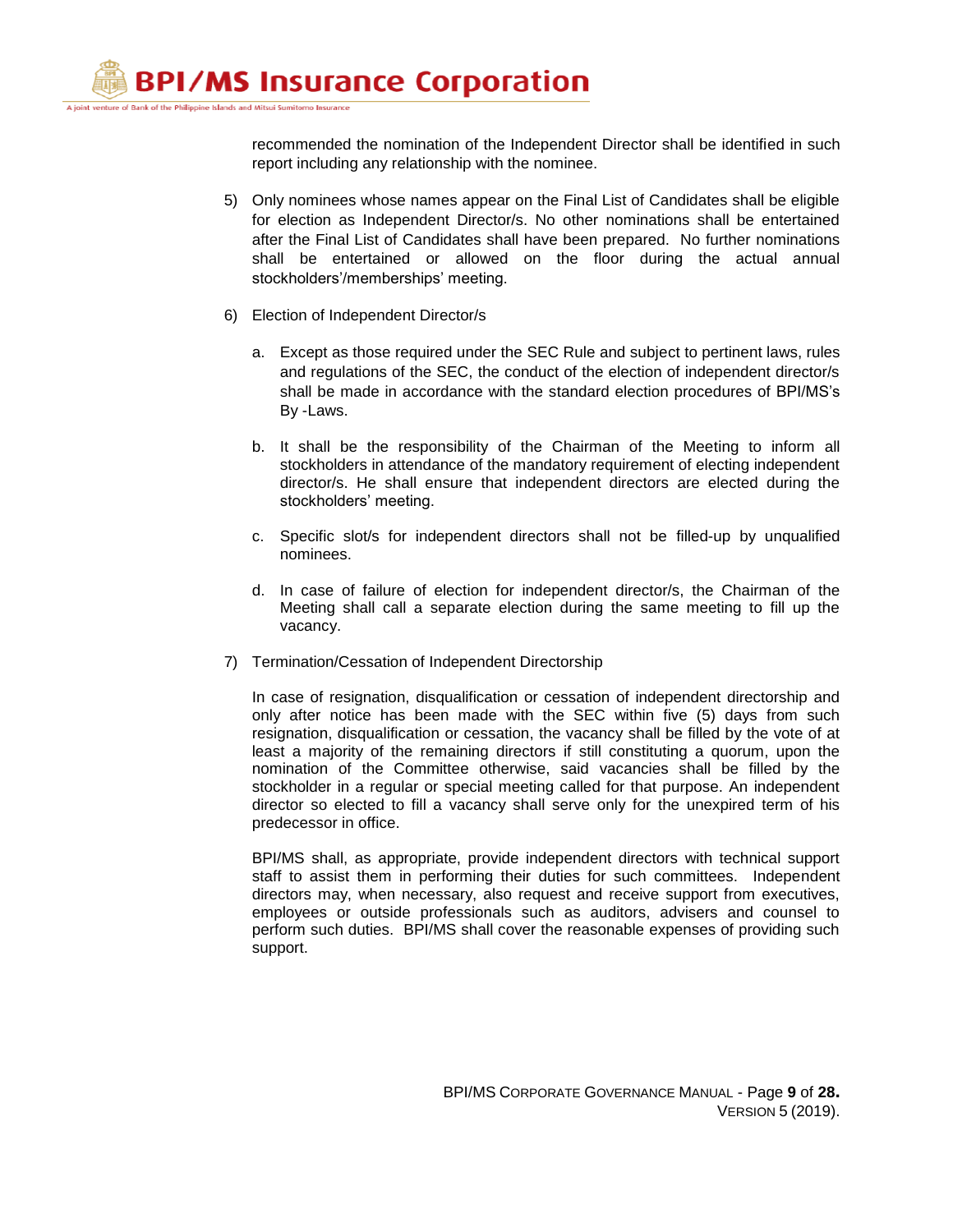recommended the nomination of the Independent Director shall be identified in such report including any relationship with the nominee.

5) Only nominees whose names appear on the Final List of Candidates shall be eligible for election as Independent Director/s. No other nominations shall be entertained after the Final List of Candidates shall have been prepared. No further nominations shall be entertained or allowed on the floor during the actual annual stockholders'/memberships' meeting.

6) Election of Independent Director/s

   a. Except as those required under the SEC Rule and subject to pertinent laws, rules and regulations of the SEC, the conduct of the election of independent director/s shall be made in accordance with the standard election procedures of BPI/MS's By -Laws.

   b. It shall be the responsibility of the Chairman of the Meeting to inform all stockholders in attendance of the mandatory requirement of electing independent director/s. He shall ensure that independent directors are elected during the stockholders' meeting.

   c. Specific slot/s for independent directors shall not be filled-up by unqualified nominees.

   d. In case of failure of election for independent director/s, the Chairman of the Meeting shall call a separate election during the same meeting to fill up the vacancy.

7) Termination/Cessation of Independent Directorship

   In case of resignation, disqualification or cessation of independent directorship and only after notice has been made with the SEC within five (5) days from such resignation, disqualification or cessation, the vacancy shall be filled by the vote of at least a majority of the remaining directors if still constituting a quorum, upon the nomination of the Committee otherwise, said vacancies shall be filled by the stockholder in a regular or special meeting called for that purpose. An independent director so elected to fill a vacancy shall serve only for the unexpired term of his predecessor in office.

   BPI/MS shall, as appropriate, provide independent directors with technical support staff to assist them in performing their duties for such committees. Independent directors may, when necessary, also request and receive support from executives, employees or outside professionals such as auditors, advisers and counsel to perform such duties. BPI/MS shall cover the reasonable expenses of providing such support.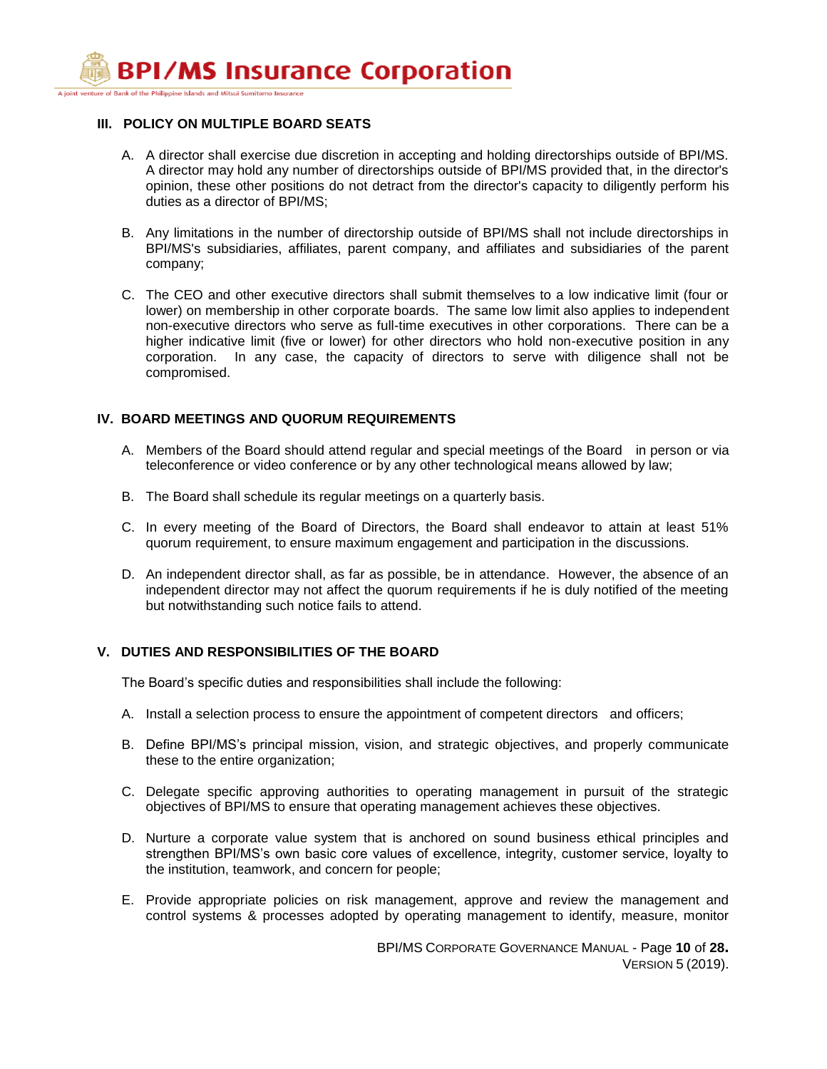## III. POLICY ON MULTIPLE BOARD SEATS

A. A director shall exercise due discretion in accepting and holding directorships outside of BPI/MS. A director may hold any number of directorships outside of BPI/MS provided that, in the director's opinion, these other positions do not detract from the director's capacity to diligently perform his duties as a director of BPI/MS;

B. Any limitations in the number of directorship outside of BPI/MS shall not include directorships in BPI/MS's subsidiaries, affiliates, parent company, and affiliates and subsidiaries of the parent company;

C. The CEO and other executive directors shall submit themselves to a low indicative limit (four or lower) on membership in other corporate boards. The same low limit also applies to independent non-executive directors who serve as full-time executives in other corporations. There can be a higher indicative limit (five or lower) for other directors who hold non-executive position in any corporation. In any case, the capacity of directors to serve with diligence shall not be compromised.

## IV. BOARD MEETINGS AND QUORUM REQUIREMENTS

A. Members of the Board should attend regular and special meetings of the Board in person or via teleconference or video conference or by any other technological means allowed by law;

B. The Board shall schedule its regular meetings on a quarterly basis.

C. In every meeting of the Board of Directors, the Board shall endeavor to attain at least 51% quorum requirement, to ensure maximum engagement and participation in the discussions.

D. An independent director shall, as far as possible, be in attendance. However, the absence of an independent director may not affect the quorum requirements if he is duly notified of the meeting but notwithstanding such notice fails to attend.

## V. DUTIES AND RESPONSIBILITIES OF THE BOARD

The Board's specific duties and responsibilities shall include the following:

A. Install a selection process to ensure the appointment of competent directors and officers;

B. Define BPI/MS's principal mission, vision, and strategic objectives, and properly communicate these to the entire organization;

C. Delegate specific approving authorities to operating management in pursuit of the strategic objectives of BPI/MS to ensure that operating management achieves these objectives.

D. Nurture a corporate value system that is anchored on sound business ethical principles and strengthen BPI/MS's own basic core values of excellence, integrity, customer service, loyalty to the institution, teamwork, and concern for people;

E. Provide appropriate policies on risk management, approve and review the management and control systems & processes adopted by operating management to identify, measure, monitor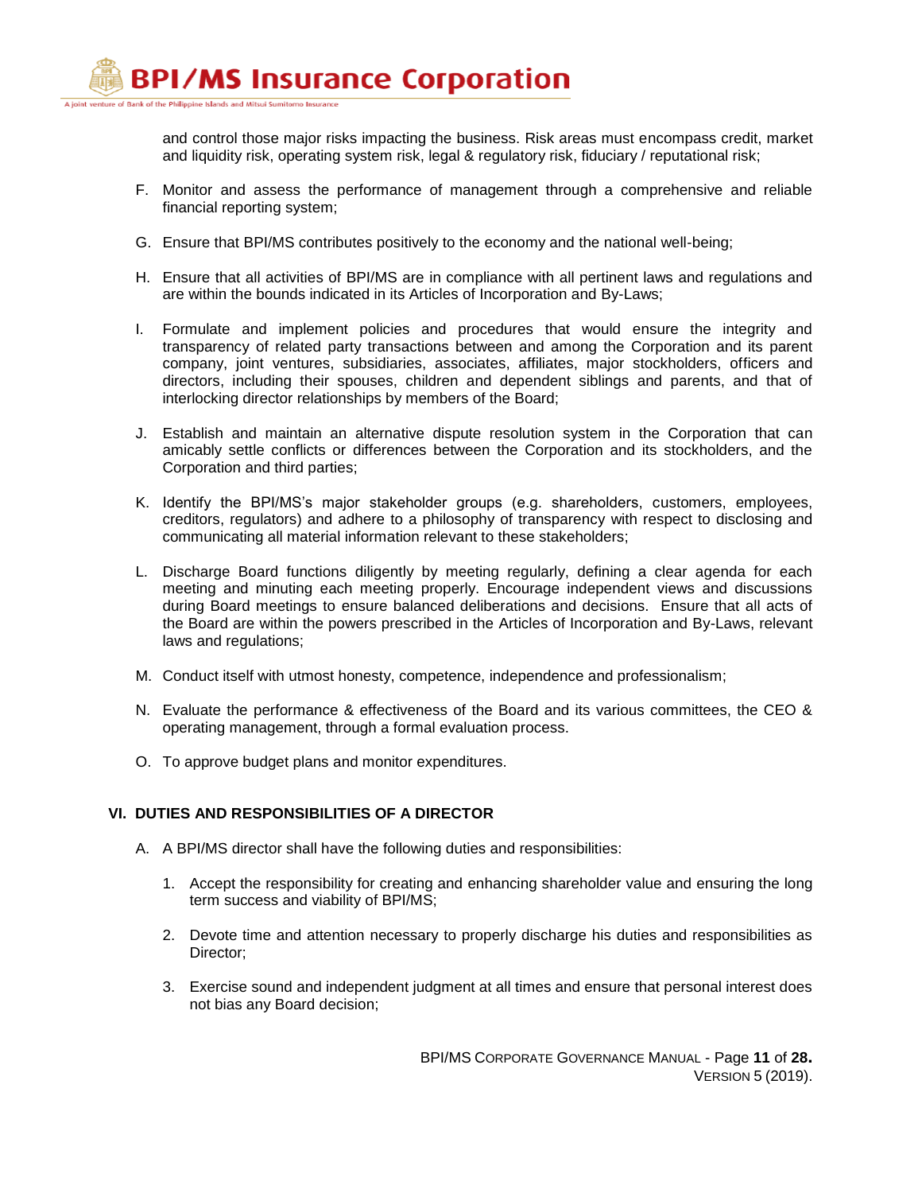and control those major risks impacting the business. Risk areas must encompass credit, market and liquidity risk, operating system risk, legal & regulatory risk, fiduciary / reputational risk;

F. Monitor and assess the performance of management through a comprehensive and reliable financial reporting system;

G. Ensure that BPI/MS contributes positively to the economy and the national well-being;

H. Ensure that all activities of BPI/MS are in compliance with all pertinent laws and regulations and are within the bounds indicated in its Articles of Incorporation and By-Laws;

I. Formulate and implement policies and procedures that would ensure the integrity and transparency of related party transactions between and among the Corporation and its parent company, joint ventures, subsidiaries, associates, affiliates, major stockholders, officers and directors, including their spouses, children and dependent siblings and parents, and that of interlocking director relationships by members of the Board;

J. Establish and maintain an alternative dispute resolution system in the Corporation that can amicably settle conflicts or differences between the Corporation and its stockholders, and the Corporation and third parties;

K. Identify the BPI/MS's major stakeholder groups (e.g. shareholders, customers, employees, creditors, regulators) and adhere to a philosophy of transparency with respect to disclosing and communicating all material information relevant to these stakeholders;

L. Discharge Board functions diligently by meeting regularly, defining a clear agenda for each meeting and minuting each meeting properly. Encourage independent views and discussions during Board meetings to ensure balanced deliberations and decisions. Ensure that all acts of the Board are within the powers prescribed in the Articles of Incorporation and By-Laws, relevant laws and regulations;

M. Conduct itself with utmost honesty, competence, independence and professionalism;

N. Evaluate the performance & effectiveness of the Board and its various committees, the CEO & operating management, through a formal evaluation process.

O. To approve budget plans and monitor expenditures.

## VI. DUTIES AND RESPONSIBILITIES OF A DIRECTOR

A. A BPI/MS director shall have the following duties and responsibilities:

1. Accept the responsibility for creating and enhancing shareholder value and ensuring the long term success and viability of BPI/MS;

2. Devote time and attention necessary to properly discharge his duties and responsibilities as Director;

3. Exercise sound and independent judgment at all times and ensure that personal interest does not bias any Board decision;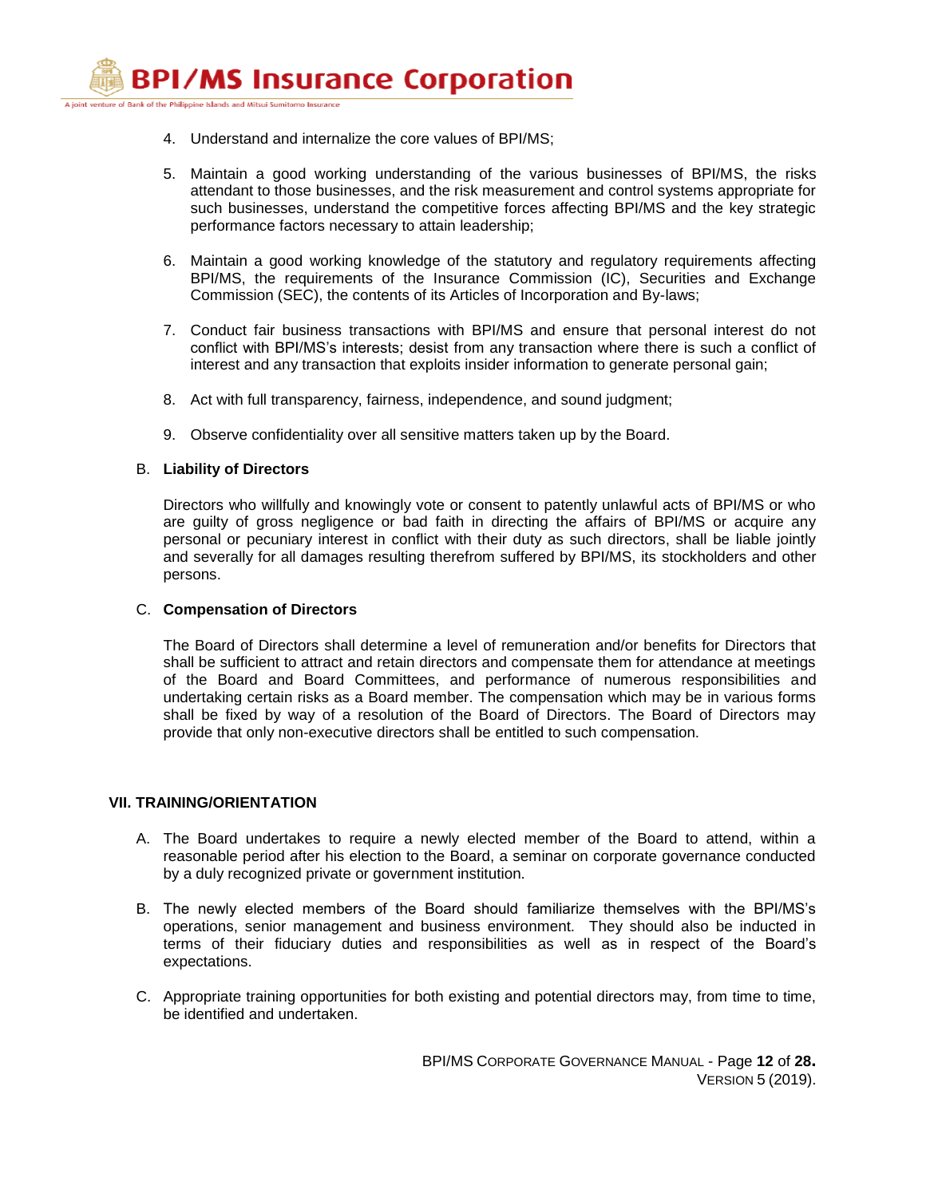4. Understand and internalize the core values of BPI/MS;

5. Maintain a good working understanding of the various businesses of BPI/MS, the risks attendant to those businesses, and the risk measurement and control systems appropriate for such businesses, understand the competitive forces affecting BPI/MS and the key strategic performance factors necessary to attain leadership;

6. Maintain a good working knowledge of the statutory and regulatory requirements affecting BPI/MS, the requirements of the Insurance Commission (IC), Securities and Exchange Commission (SEC), the contents of its Articles of Incorporation and By-laws;

7. Conduct fair business transactions with BPI/MS and ensure that personal interest do not conflict with BPI/MS's interests; desist from any transaction where there is such a conflict of interest and any transaction that exploits insider information to generate personal gain;

8. Act with full transparency, fairness, independence, and sound judgment;

9. Observe confidentiality over all sensitive matters taken up by the Board.

B. **Liability of Directors**

Directors who willfully and knowingly vote or consent to patently unlawful acts of BPI/MS or who are guilty of gross negligence or bad faith in directing the affairs of BPI/MS or acquire any personal or pecuniary interest in conflict with their duty as such directors, shall be liable jointly and severally for all damages resulting therefrom suffered by BPI/MS, its stockholders and other persons.

C. **Compensation of Directors**

The Board of Directors shall determine a level of remuneration and/or benefits for Directors that shall be sufficient to attract and retain directors and compensate them for attendance at meetings of the Board and Board Committees, and performance of numerous responsibilities and undertaking certain risks as a Board member. The compensation which may be in various forms shall be fixed by way of a resolution of the Board of Directors. The Board of Directors may provide that only non-executive directors shall be entitled to such compensation.

## VII. TRAINING/ORIENTATION

A. The Board undertakes to require a newly elected member of the Board to attend, within a reasonable period after his election to the Board, a seminar on corporate governance conducted by a duly recognized private or government institution.

B. The newly elected members of the Board should familiarize themselves with the BPI/MS's operations, senior management and business environment. They should also be inducted in terms of their fiduciary duties and responsibilities as well as in respect of the Board's expectations.

C. Appropriate training opportunities for both existing and potential directors may, from time to time, be identified and undertaken.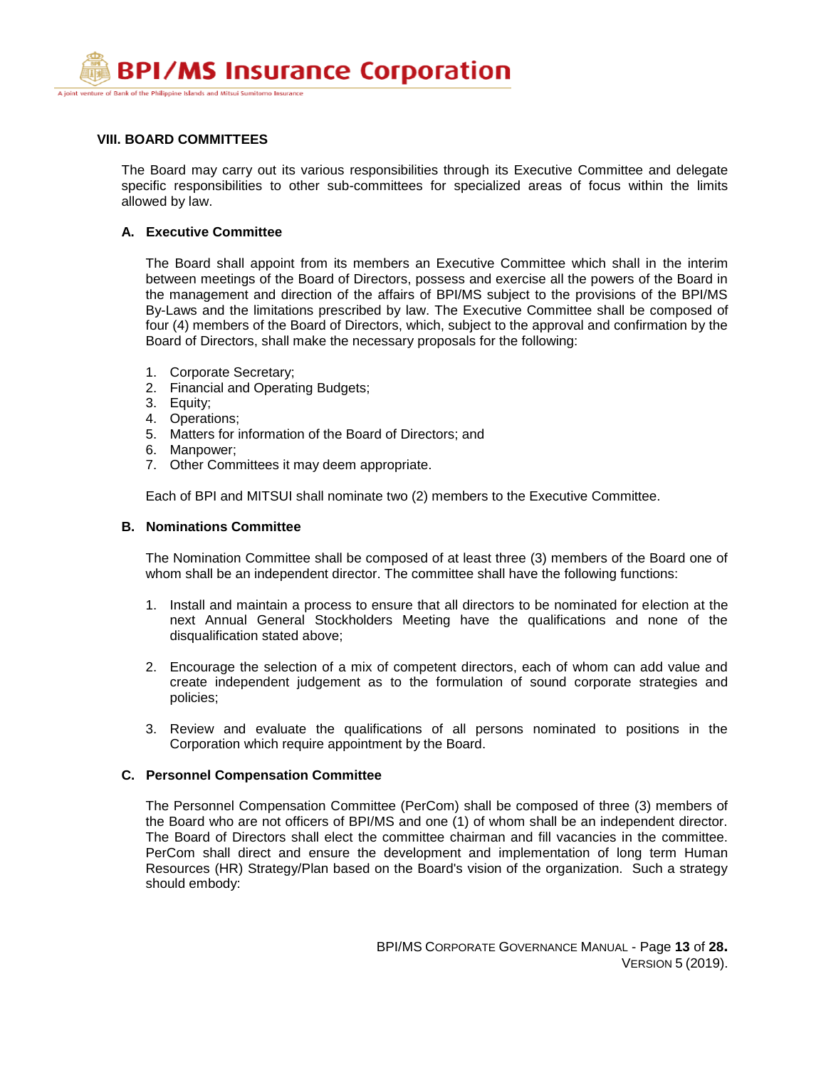## VIII. BOARD COMMITTEES

The Board may carry out its various responsibilities through its Executive Committee and delegate specific responsibilities to other sub-committees for specialized areas of focus within the limits allowed by law.

### A. Executive Committee

The Board shall appoint from its members an Executive Committee which shall in the interim between meetings of the Board of Directors, possess and exercise all the powers of the Board in the management and direction of the affairs of BPI/MS subject to the provisions of the BPI/MS By-Laws and the limitations prescribed by law. The Executive Committee shall be composed of four (4) members of the Board of Directors, which, subject to the approval and confirmation by the Board of Directors, shall make the necessary proposals for the following:

1. Corporate Secretary;
2. Financial and Operating Budgets;
3. Equity;
4. Operations;
5. Matters for information of the Board of Directors; and
6. Manpower;
7. Other Committees it may deem appropriate.

Each of BPI and MITSUI shall nominate two (2) members to the Executive Committee.

### B. Nominations Committee

The Nomination Committee shall be composed of at least three (3) members of the Board one of whom shall be an independent director. The committee shall have the following functions:

1. Install and maintain a process to ensure that all directors to be nominated for election at the next Annual General Stockholders Meeting have the qualifications and none of the disqualification stated above;

2. Encourage the selection of a mix of competent directors, each of whom can add value and create independent judgement as to the formulation of sound corporate strategies and policies;

3. Review and evaluate the qualifications of all persons nominated to positions in the Corporation which require appointment by the Board.

### C. Personnel Compensation Committee

The Personnel Compensation Committee (PerCom) shall be composed of three (3) members of the Board who are not officers of BPI/MS and one (1) of whom shall be an independent director. The Board of Directors shall elect the committee chairman and fill vacancies in the committee. PerCom shall direct and ensure the development and implementation of long term Human Resources (HR) Strategy/Plan based on the Board's vision of the organization. Such a strategy should embody: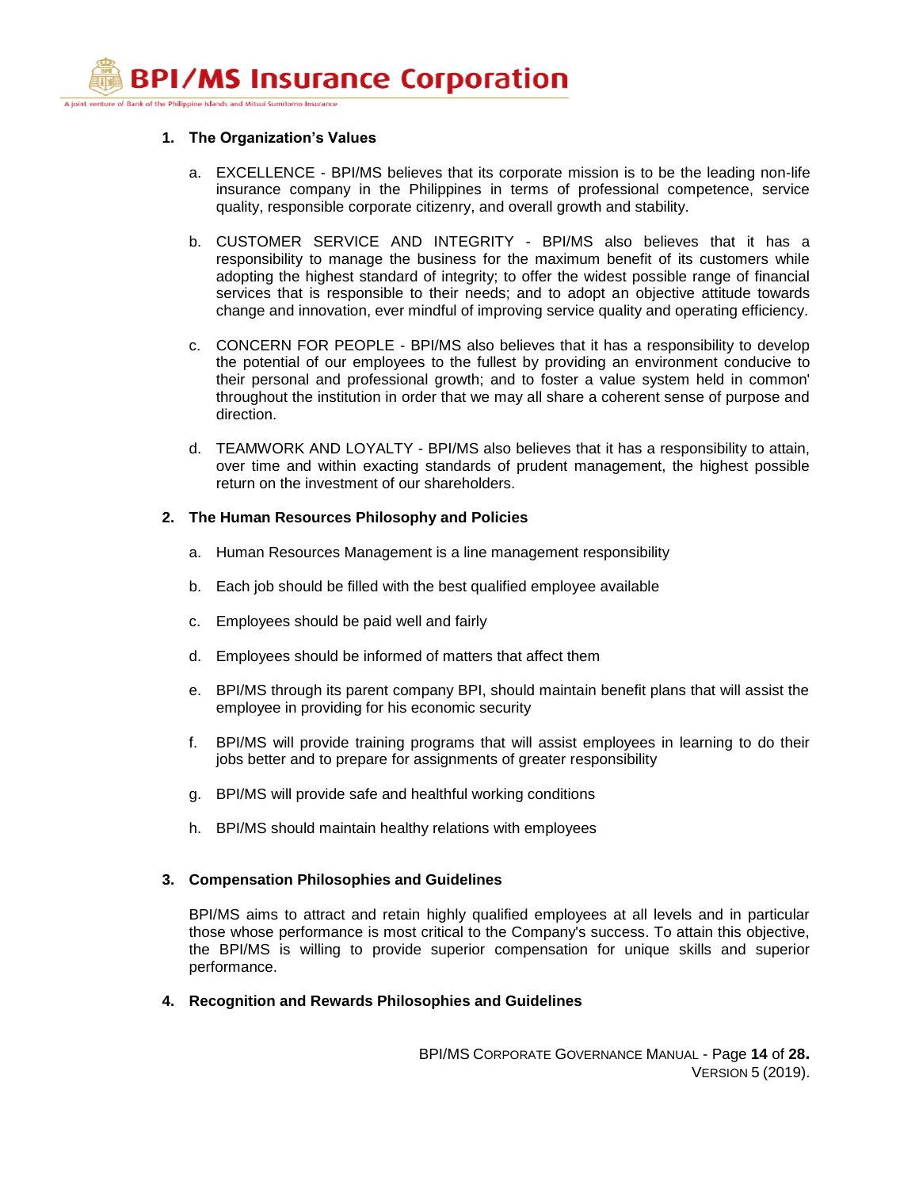**1. The Organization's Values**

a. EXCELLENCE - BPI/MS believes that its corporate mission is to be the leading non-life insurance company in the Philippines in terms of professional competence, service quality, responsible corporate citizenry, and overall growth and stability.

b. CUSTOMER SERVICE AND INTEGRITY - BPI/MS also believes that it has a responsibility to manage the business for the maximum benefit of its customers while adopting the highest standard of integrity; to offer the widest possible range of financial services that is responsible to their needs; and to adopt an objective attitude towards change and innovation, ever mindful of improving service quality and operating efficiency.

c. CONCERN FOR PEOPLE - BPI/MS also believes that it has a responsibility to develop the potential of our employees to the fullest by providing an environment conducive to their personal and professional growth; and to foster a value system held in common' throughout the institution in order that we may all share a coherent sense of purpose and direction.

d. TEAMWORK AND LOYALTY - BPI/MS also believes that it has a responsibility to attain, over time and within exacting standards of prudent management, the highest possible return on the investment of our shareholders.

**2. The Human Resources Philosophy and Policies**

a. Human Resources Management is a line management responsibility

b. Each job should be filled with the best qualified employee available

c. Employees should be paid well and fairly

d. Employees should be informed of matters that affect them

e. BPI/MS through its parent company BPI, should maintain benefit plans that will assist the employee in providing for his economic security

f. BPI/MS will provide training programs that will assist employees in learning to do their jobs better and to prepare for assignments of greater responsibility

g. BPI/MS will provide safe and healthful working conditions

h. BPI/MS should maintain healthy relations with employees

**3. Compensation Philosophies and Guidelines**

BPI/MS aims to attract and retain highly qualified employees at all levels and in particular those whose performance is most critical to the Company's success. To attain this objective, the BPI/MS is willing to provide superior compensation for unique skills and superior performance.

**4. Recognition and Rewards Philosophies and Guidelines**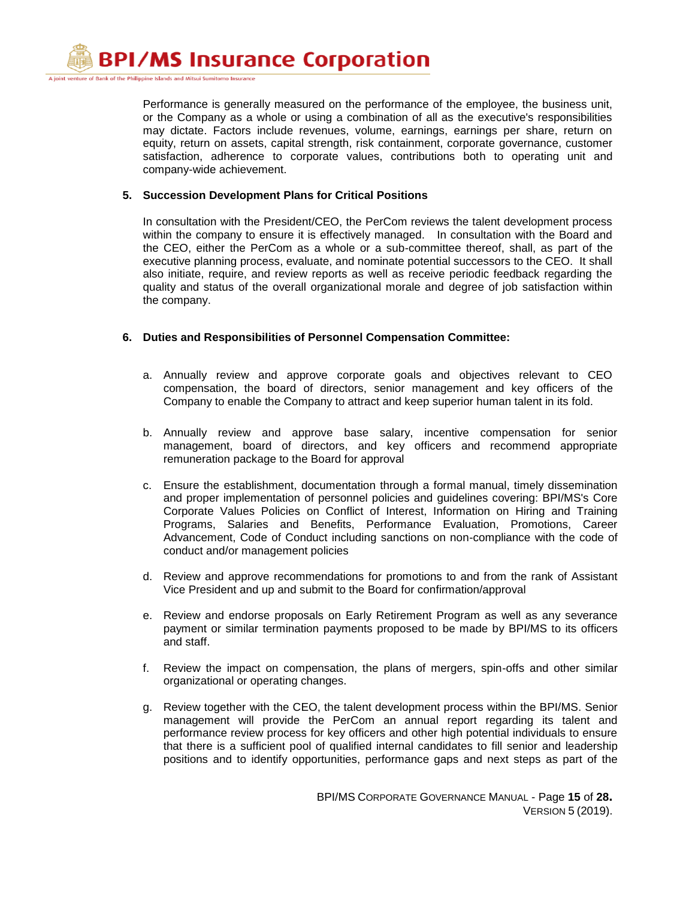Performance is generally measured on the performance of the employee, the business unit, or the Company as a whole or using a combination of all as the executive's responsibilities may dictate. Factors include revenues, volume, earnings, earnings per share, return on equity, return on assets, capital strength, risk containment, corporate governance, customer satisfaction, adherence to corporate values, contributions both to operating unit and company-wide achievement.

**5. Succession Development Plans for Critical Positions**

In consultation with the President/CEO, the PerCom reviews the talent development process within the company to ensure it is effectively managed. In consultation with the Board and the CEO, either the PerCom as a whole or a sub-committee thereof, shall, as part of the executive planning process, evaluate, and nominate potential successors to the CEO. It shall also initiate, require, and review reports as well as receive periodic feedback regarding the quality and status of the overall organizational morale and degree of job satisfaction within the company.

**6. Duties and Responsibilities of Personnel Compensation Committee:**

a. Annually review and approve corporate goals and objectives relevant to CEO compensation, the board of directors, senior management and key officers of the Company to enable the Company to attract and keep superior human talent in its fold.

b. Annually review and approve base salary, incentive compensation for senior management, board of directors, and key officers and recommend appropriate remuneration package to the Board for approval

c. Ensure the establishment, documentation through a formal manual, timely dissemination and proper implementation of personnel policies and guidelines covering: BPI/MS's Core Corporate Values Policies on Conflict of Interest, Information on Hiring and Training Programs, Salaries and Benefits, Performance Evaluation, Promotions, Career Advancement, Code of Conduct including sanctions on non-compliance with the code of conduct and/or management policies

d. Review and approve recommendations for promotions to and from the rank of Assistant Vice President and up and submit to the Board for confirmation/approval

e. Review and endorse proposals on Early Retirement Program as well as any severance payment or similar termination payments proposed to be made by BPI/MS to its officers and staff.

f. Review the impact on compensation, the plans of mergers, spin-offs and other similar organizational or operating changes.

g. Review together with the CEO, the talent development process within the BPI/MS. Senior management will provide the PerCom an annual report regarding its talent and performance review process for key officers and other high potential individuals to ensure that there is a sufficient pool of qualified internal candidates to fill senior and leadership positions and to identify opportunities, performance gaps and next steps as part of the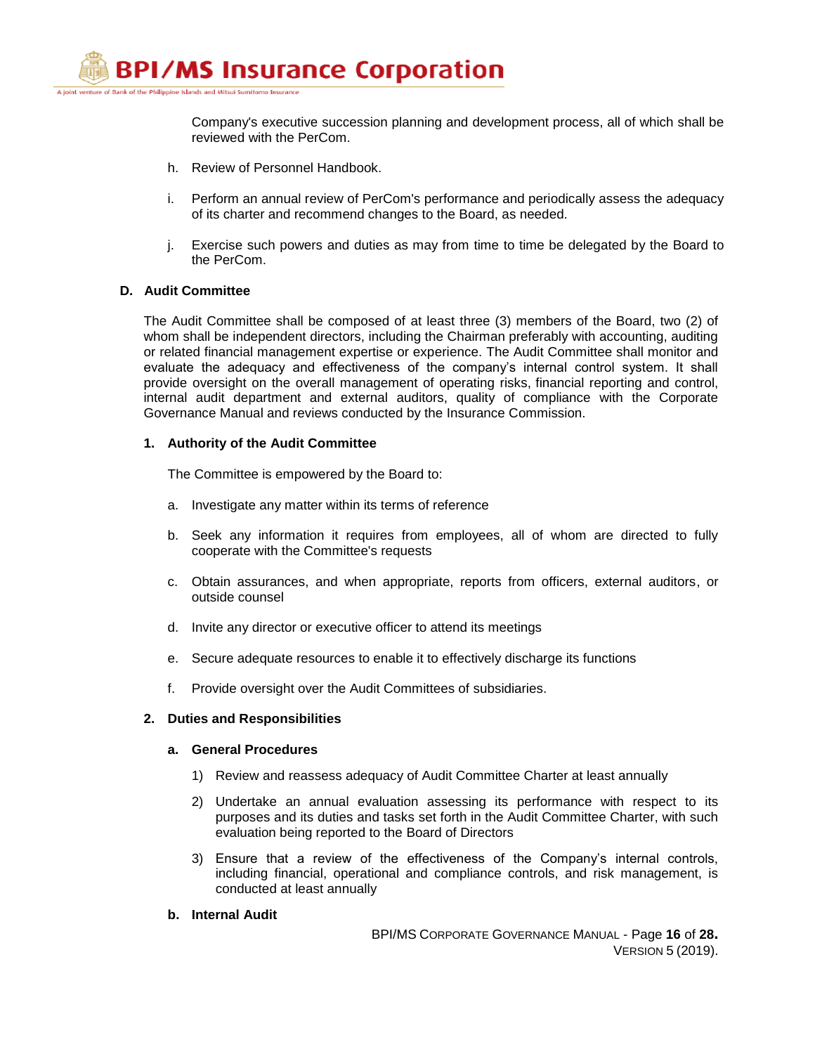Company's executive succession planning and development process, all of which shall be reviewed with the PerCom.

h. Review of Personnel Handbook.

i. Perform an annual review of PerCom's performance and periodically assess the adequacy of its charter and recommend changes to the Board, as needed.

j. Exercise such powers and duties as may from time to time be delegated by the Board to the PerCom.

**D. Audit Committee**

The Audit Committee shall be composed of at least three (3) members of the Board, two (2) of whom shall be independent directors, including the Chairman preferably with accounting, auditing or related financial management expertise or experience. The Audit Committee shall monitor and evaluate the adequacy and effectiveness of the company's internal control system. It shall provide oversight on the overall management of operating risks, financial reporting and control, internal audit department and external auditors, quality of compliance with the Corporate Governance Manual and reviews conducted by the Insurance Commission.

**1. Authority of the Audit Committee**

The Committee is empowered by the Board to:

a. Investigate any matter within its terms of reference

b. Seek any information it requires from employees, all of whom are directed to fully cooperate with the Committee's requests

c. Obtain assurances, and when appropriate, reports from officers, external auditors, or outside counsel

d. Invite any director or executive officer to attend its meetings

e. Secure adequate resources to enable it to effectively discharge its functions

f. Provide oversight over the Audit Committees of subsidiaries.

**2. Duties and Responsibilities**

**a. General Procedures**

1) Review and reassess adequacy of Audit Committee Charter at least annually

2) Undertake an annual evaluation assessing its performance with respect to its purposes and its duties and tasks set forth in the Audit Committee Charter, with such evaluation being reported to the Board of Directors

3) Ensure that a review of the effectiveness of the Company's internal controls, including financial, operational and compliance controls, and risk management, is conducted at least annually

**b. Internal Audit**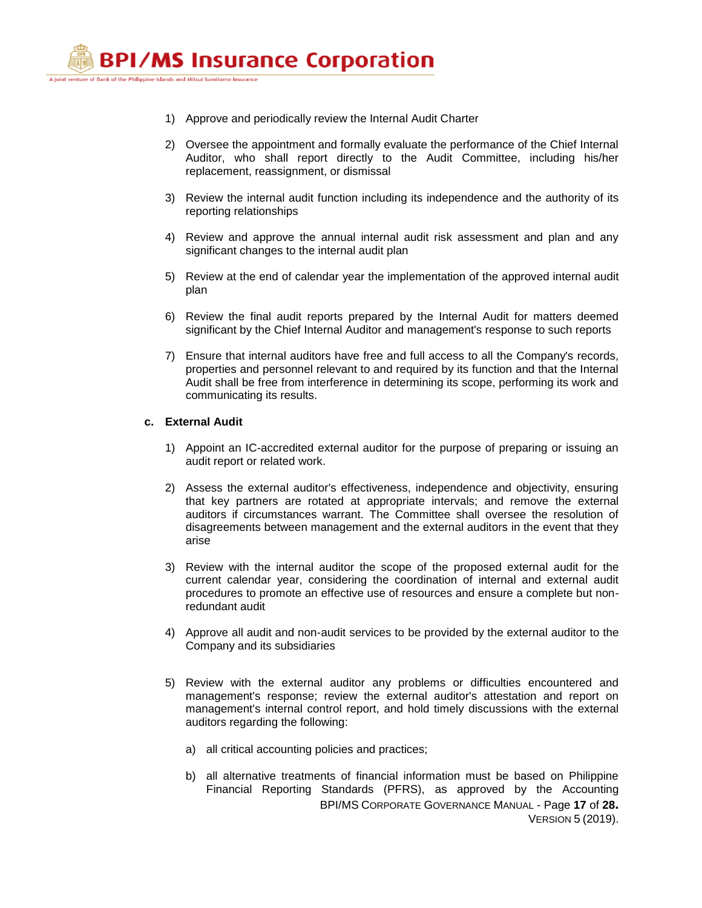1) Approve and periodically review the Internal Audit Charter

2) Oversee the appointment and formally evaluate the performance of the Chief Internal Auditor, who shall report directly to the Audit Committee, including his/her replacement, reassignment, or dismissal

3) Review the internal audit function including its independence and the authority of its reporting relationships

4) Review and approve the annual internal audit risk assessment and plan and any significant changes to the internal audit plan

5) Review at the end of calendar year the implementation of the approved internal audit plan

6) Review the final audit reports prepared by the Internal Audit for matters deemed significant by the Chief Internal Auditor and management's response to such reports

7) Ensure that internal auditors have free and full access to all the Company's records, properties and personnel relevant to and required by its function and that the Internal Audit shall be free from interference in determining its scope, performing its work and communicating its results.

**c. External Audit**

1) Appoint an IC-accredited external auditor for the purpose of preparing or issuing an audit report or related work.

2) Assess the external auditor's effectiveness, independence and objectivity, ensuring that key partners are rotated at appropriate intervals; and remove the external auditors if circumstances warrant. The Committee shall oversee the resolution of disagreements between management and the external auditors in the event that they arise

3) Review with the internal auditor the scope of the proposed external audit for the current calendar year, considering the coordination of internal and external audit procedures to promote an effective use of resources and ensure a complete but non-redundant audit

4) Approve all audit and non-audit services to be provided by the external auditor to the Company and its subsidiaries

5) Review with the external auditor any problems or difficulties encountered and management's response; review the external auditor's attestation and report on management's internal control report, and hold timely discussions with the external auditors regarding the following:

   a) all critical accounting policies and practices;

   b) all alternative treatments of financial information must be based on Philippine Financial Reporting Standards (PFRS), as approved by the Accounting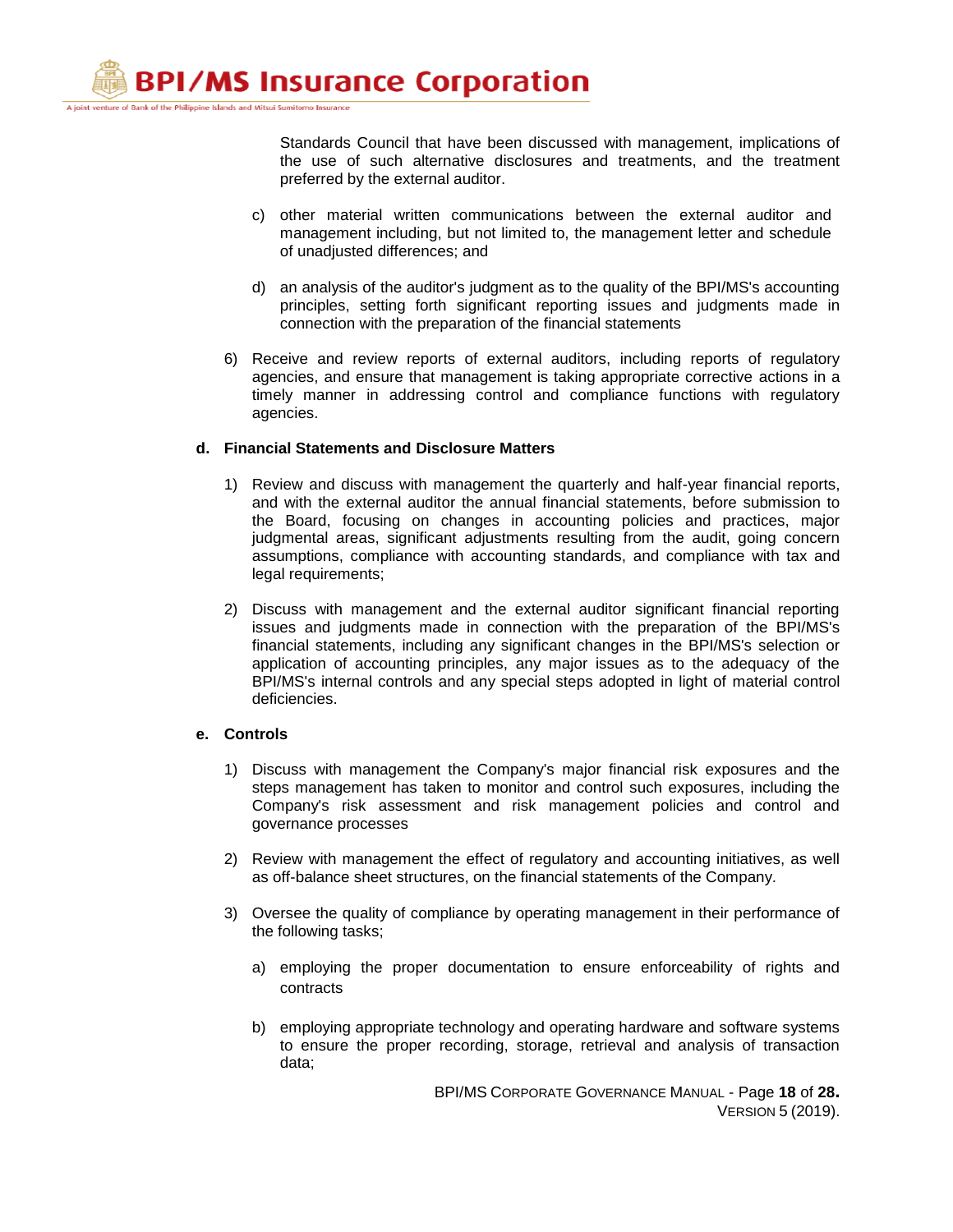Standards Council that have been discussed with management, implications of the use of such alternative disclosures and treatments, and the treatment preferred by the external auditor.

c) other material written communications between the external auditor and management including, but not limited to, the management letter and schedule of unadjusted differences; and

d) an analysis of the auditor's judgment as to the quality of the BPI/MS's accounting principles, setting forth significant reporting issues and judgments made in connection with the preparation of the financial statements

6) Receive and review reports of external auditors, including reports of regulatory agencies, and ensure that management is taking appropriate corrective actions in a timely manner in addressing control and compliance functions with regulatory agencies.

**d. Financial Statements and Disclosure Matters**

1) Review and discuss with management the quarterly and half-year financial reports, and with the external auditor the annual financial statements, before submission to the Board, focusing on changes in accounting policies and practices, major judgmental areas, significant adjustments resulting from the audit, going concern assumptions, compliance with accounting standards, and compliance with tax and legal requirements;

2) Discuss with management and the external auditor significant financial reporting issues and judgments made in connection with the preparation of the BPI/MS's financial statements, including any significant changes in the BPI/MS's selection or application of accounting principles, any major issues as to the adequacy of the BPI/MS's internal controls and any special steps adopted in light of material control deficiencies.

**e. Controls**

1) Discuss with management the Company's major financial risk exposures and the steps management has taken to monitor and control such exposures, including the Company's risk assessment and risk management policies and control and governance processes

2) Review with management the effect of regulatory and accounting initiatives, as well as off-balance sheet structures, on the financial statements of the Company.

3) Oversee the quality of compliance by operating management in their performance of the following tasks;

a) employing the proper documentation to ensure enforceability of rights and contracts

b) employing appropriate technology and operating hardware and software systems to ensure the proper recording, storage, retrieval and analysis of transaction data;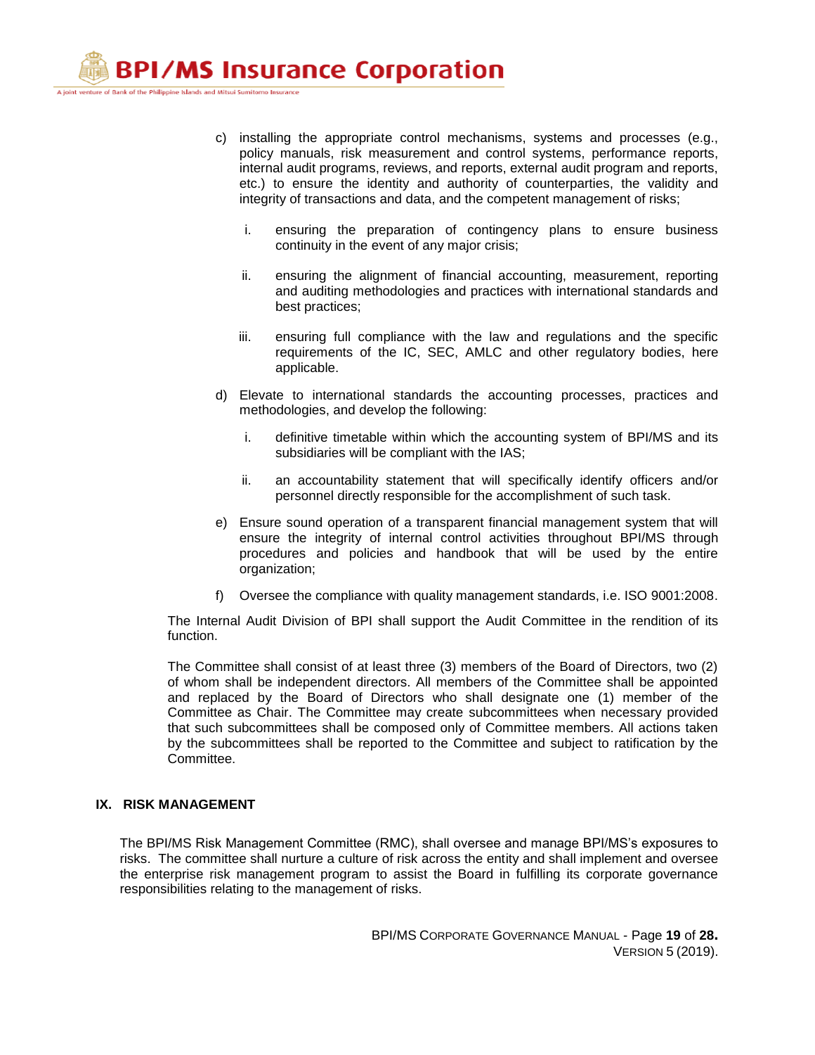c) installing the appropriate control mechanisms, systems and processes (e.g., policy manuals, risk measurement and control systems, performance reports, internal audit programs, reviews, and reports, external audit program and reports, etc.) to ensure the identity and authority of counterparties, the validity and integrity of transactions and data, and the competent management of risks;

   i. ensuring the preparation of contingency plans to ensure business continuity in the event of any major crisis;

   ii. ensuring the alignment of financial accounting, measurement, reporting and auditing methodologies and practices with international standards and best practices;

   iii. ensuring full compliance with the law and regulations and the specific requirements of the IC, SEC, AMLC and other regulatory bodies, here applicable.

d) Elevate to international standards the accounting processes, practices and methodologies, and develop the following:

   i. definitive timetable within which the accounting system of BPI/MS and its subsidiaries will be compliant with the IAS;

   ii. an accountability statement that will specifically identify officers and/or personnel directly responsible for the accomplishment of such task.

e) Ensure sound operation of a transparent financial management system that will ensure the integrity of internal control activities throughout BPI/MS through procedures and policies and handbook that will be used by the entire organization;

f) Oversee the compliance with quality management standards, i.e. ISO 9001:2008.

The Internal Audit Division of BPI shall support the Audit Committee in the rendition of its function.

The Committee shall consist of at least three (3) members of the Board of Directors, two (2) of whom shall be independent directors. All members of the Committee shall be appointed and replaced by the Board of Directors who shall designate one (1) member of the Committee as Chair. The Committee may create subcommittees when necessary provided that such subcommittees shall be composed only of Committee members. All actions taken by the subcommittees shall be reported to the Committee and subject to ratification by the Committee.

## IX. RISK MANAGEMENT

The BPI/MS Risk Management Committee (RMC), shall oversee and manage BPI/MS's exposures to risks. The committee shall nurture a culture of risk across the entity and shall implement and oversee the enterprise risk management program to assist the Board in fulfilling its corporate governance responsibilities relating to the management of risks.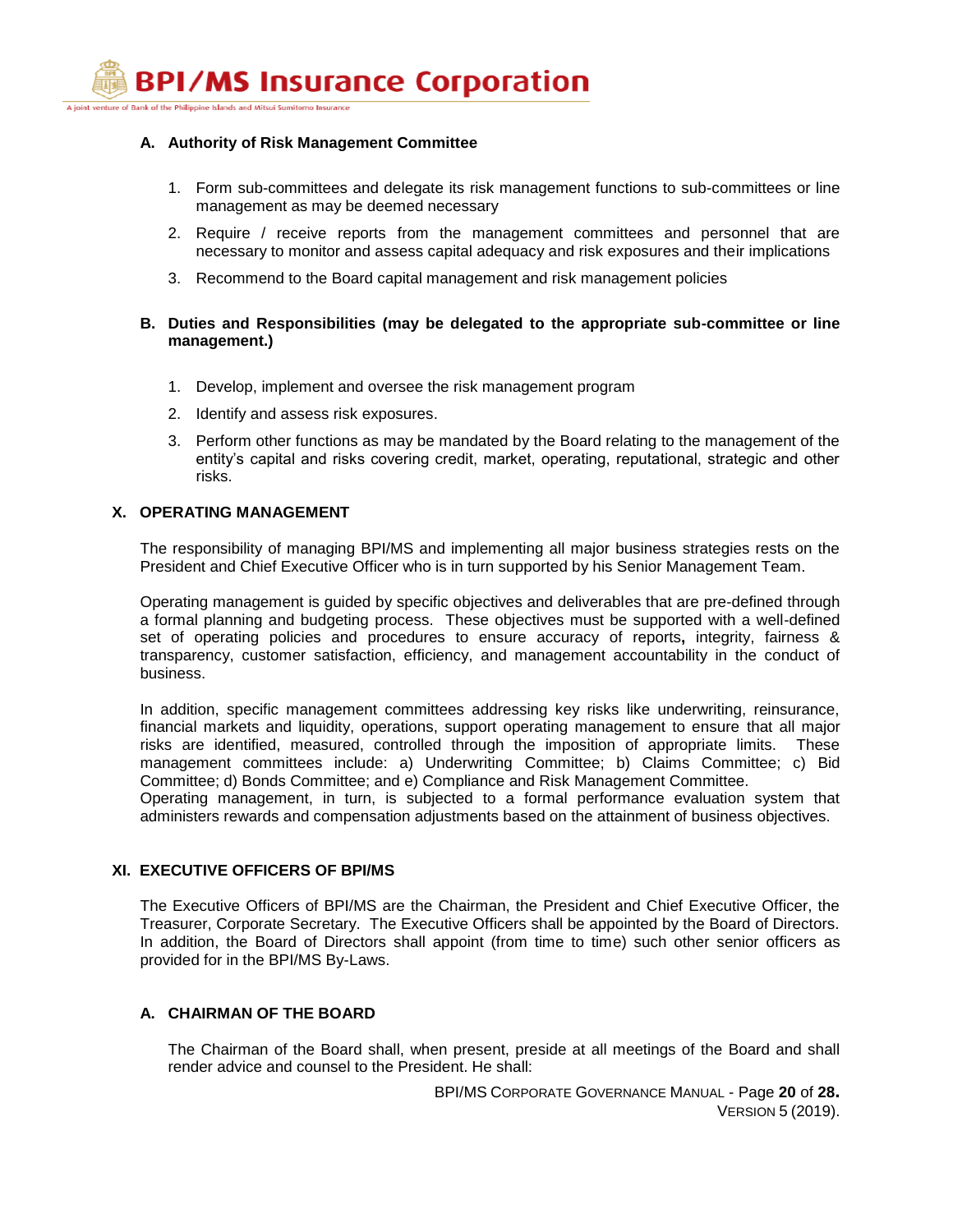### A. Authority of Risk Management Committee

1. Form sub-committees and delegate its risk management functions to sub-committees or line management as may be deemed necessary
2. Require / receive reports from the management committees and personnel that are necessary to monitor and assess capital adequacy and risk exposures and their implications
3. Recommend to the Board capital management and risk management policies

### B. Duties and Responsibilities (may be delegated to the appropriate sub-committee or line management.)

1. Develop, implement and oversee the risk management program
2. Identify and assess risk exposures.
3. Perform other functions as may be mandated by the Board relating to the management of the entity's capital and risks covering credit, market, operating, reputational, strategic and other risks.

## X. OPERATING MANAGEMENT

The responsibility of managing BPI/MS and implementing all major business strategies rests on the President and Chief Executive Officer who is in turn supported by his Senior Management Team.

Operating management is guided by specific objectives and deliverables that are pre-defined through a formal planning and budgeting process. These objectives must be supported with a well-defined set of operating policies and procedures to ensure accuracy of reports**,** integrity, fairness & transparency, customer satisfaction, efficiency, and management accountability in the conduct of business.

In addition, specific management committees addressing key risks like underwriting, reinsurance, financial markets and liquidity, operations, support operating management to ensure that all major risks are identified, measured, controlled through the imposition of appropriate limits. These management committees include: a) Underwriting Committee; b) Claims Committee; c) Bid Committee; d) Bonds Committee; and e) Compliance and Risk Management Committee.
Operating management, in turn, is subjected to a formal performance evaluation system that administers rewards and compensation adjustments based on the attainment of business objectives.

## XI. EXECUTIVE OFFICERS OF BPI/MS

The Executive Officers of BPI/MS are the Chairman, the President and Chief Executive Officer, the Treasurer, Corporate Secretary. The Executive Officers shall be appointed by the Board of Directors. In addition, the Board of Directors shall appoint (from time to time) such other senior officers as provided for in the BPI/MS By-Laws.

### A. CHAIRMAN OF THE BOARD

The Chairman of the Board shall, when present, preside at all meetings of the Board and shall render advice and counsel to the President. He shall: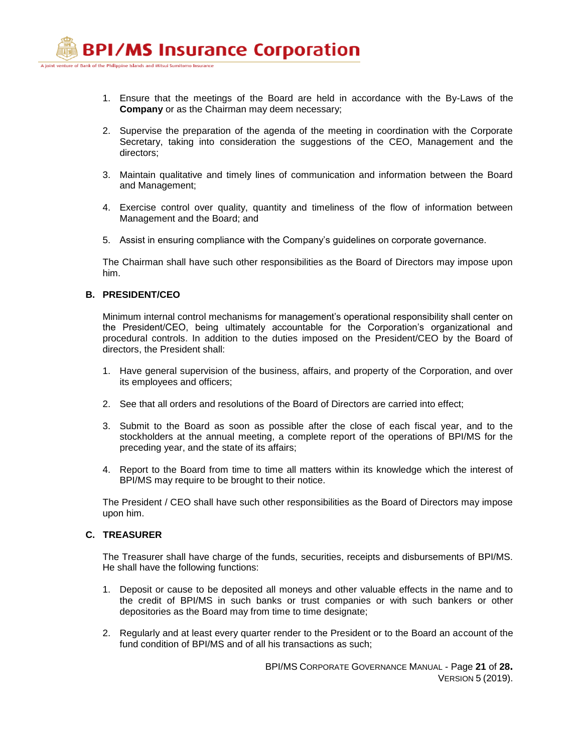1. Ensure that the meetings of the Board are held in accordance with the By-Laws of the **Company** or as the Chairman may deem necessary;

2. Supervise the preparation of the agenda of the meeting in coordination with the Corporate Secretary, taking into consideration the suggestions of the CEO, Management and the directors;

3. Maintain qualitative and timely lines of communication and information between the Board and Management;

4. Exercise control over quality, quantity and timeliness of the flow of information between Management and the Board; and

5. Assist in ensuring compliance with the Company's guidelines on corporate governance.

The Chairman shall have such other responsibilities as the Board of Directors may impose upon him.

**B. PRESIDENT/CEO**

Minimum internal control mechanisms for management's operational responsibility shall center on the President/CEO, being ultimately accountable for the Corporation's organizational and procedural controls. In addition to the duties imposed on the President/CEO by the Board of directors, the President shall:

1. Have general supervision of the business, affairs, and property of the Corporation, and over its employees and officers;

2. See that all orders and resolutions of the Board of Directors are carried into effect;

3. Submit to the Board as soon as possible after the close of each fiscal year, and to the stockholders at the annual meeting, a complete report of the operations of BPI/MS for the preceding year, and the state of its affairs;

4. Report to the Board from time to time all matters within its knowledge which the interest of BPI/MS may require to be brought to their notice.

The President / CEO shall have such other responsibilities as the Board of Directors may impose upon him.

**C. TREASURER**

The Treasurer shall have charge of the funds, securities, receipts and disbursements of BPI/MS. He shall have the following functions:

1. Deposit or cause to be deposited all moneys and other valuable effects in the name and to the credit of BPI/MS in such banks or trust companies or with such bankers or other depositories as the Board may from time to time designate;

2. Regularly and at least every quarter render to the President or to the Board an account of the fund condition of BPI/MS and of all his transactions as such;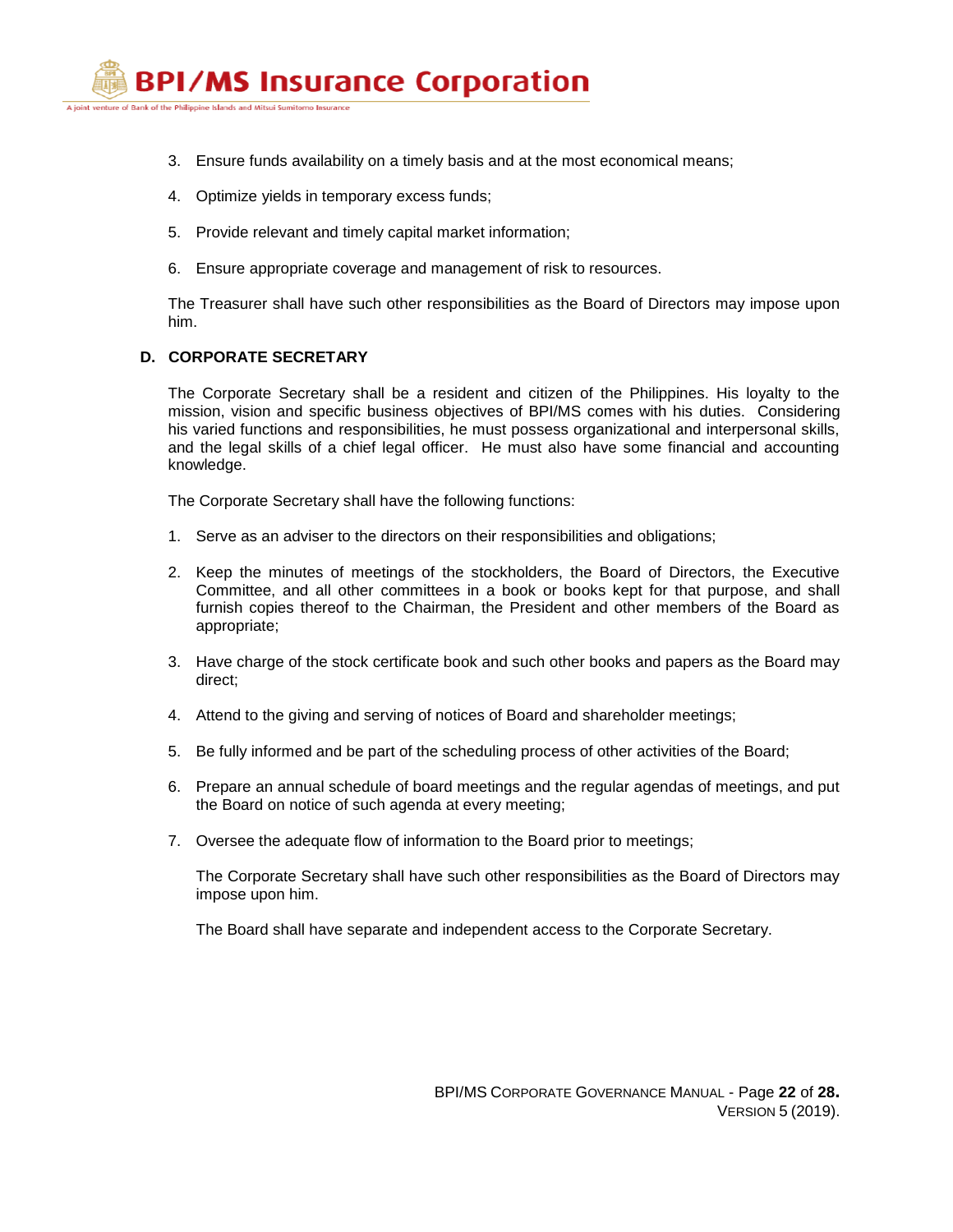3. Ensure funds availability on a timely basis and at the most economical means;

4. Optimize yields in temporary excess funds;

5. Provide relevant and timely capital market information;

6. Ensure appropriate coverage and management of risk to resources.

The Treasurer shall have such other responsibilities as the Board of Directors may impose upon him.

### D. CORPORATE SECRETARY

The Corporate Secretary shall be a resident and citizen of the Philippines. His loyalty to the mission, vision and specific business objectives of BPI/MS comes with his duties. Considering his varied functions and responsibilities, he must possess organizational and interpersonal skills, and the legal skills of a chief legal officer. He must also have some financial and accounting knowledge.

The Corporate Secretary shall have the following functions:

1. Serve as an adviser to the directors on their responsibilities and obligations;

2. Keep the minutes of meetings of the stockholders, the Board of Directors, the Executive Committee, and all other committees in a book or books kept for that purpose, and shall furnish copies thereof to the Chairman, the President and other members of the Board as appropriate;

3. Have charge of the stock certificate book and such other books and papers as the Board may direct;

4. Attend to the giving and serving of notices of Board and shareholder meetings;

5. Be fully informed and be part of the scheduling process of other activities of the Board;

6. Prepare an annual schedule of board meetings and the regular agendas of meetings, and put the Board on notice of such agenda at every meeting;

7. Oversee the adequate flow of information to the Board prior to meetings;

   The Corporate Secretary shall have such other responsibilities as the Board of Directors may impose upon him.

   The Board shall have separate and independent access to the Corporate Secretary.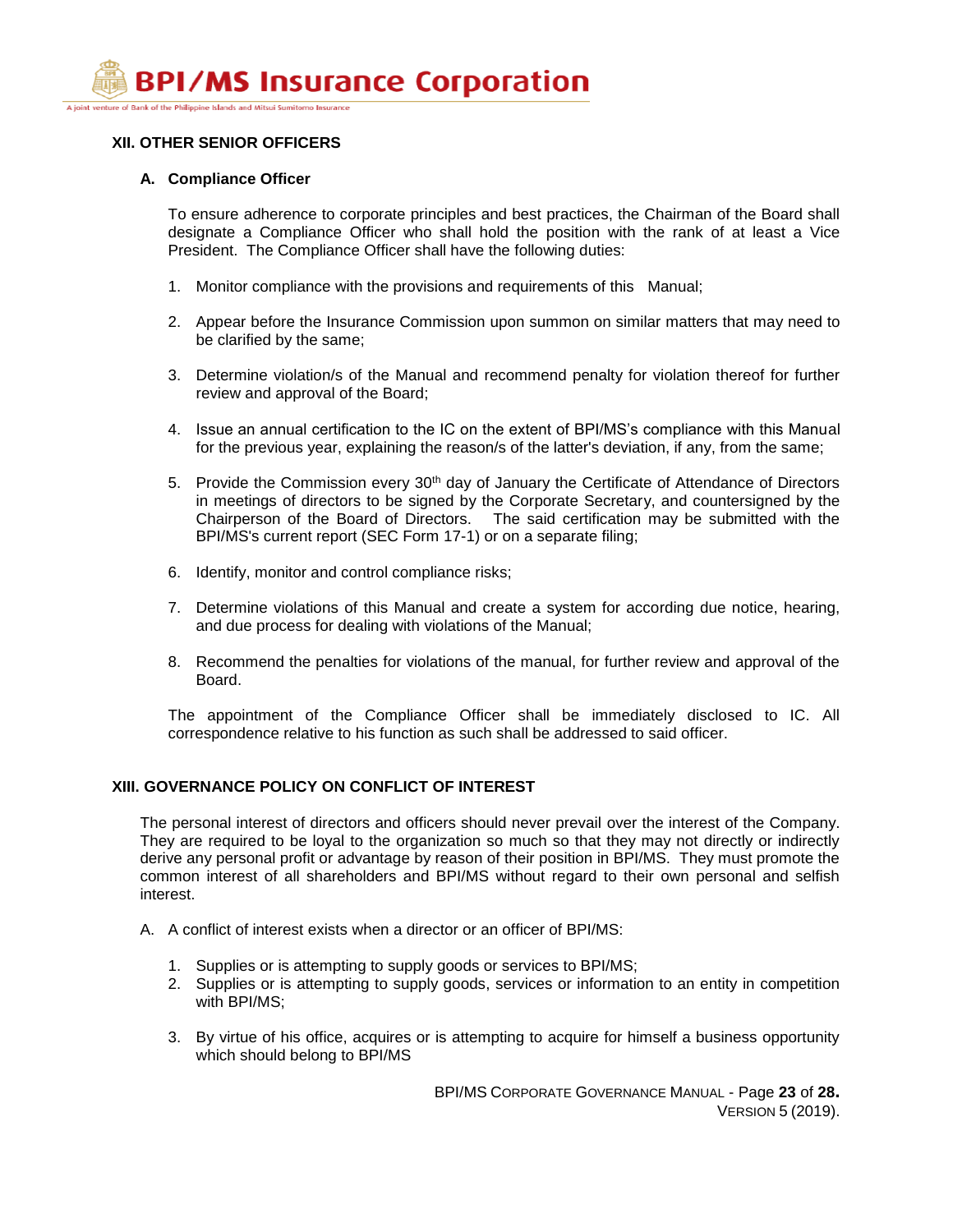## XII. OTHER SENIOR OFFICERS

### A. Compliance Officer

To ensure adherence to corporate principles and best practices, the Chairman of the Board shall designate a Compliance Officer who shall hold the position with the rank of at least a Vice President. The Compliance Officer shall have the following duties:

1. Monitor compliance with the provisions and requirements of this Manual;
2. Appear before the Insurance Commission upon summon on similar matters that may need to be clarified by the same;
3. Determine violation/s of the Manual and recommend penalty for violation thereof for further review and approval of the Board;
4. Issue an annual certification to the IC on the extent of BPI/MS's compliance with this Manual for the previous year, explaining the reason/s of the latter's deviation, if any, from the same;
5. Provide the Commission every 30th day of January the Certificate of Attendance of Directors in meetings of directors to be signed by the Corporate Secretary, and countersigned by the Chairperson of the Board of Directors. The said certification may be submitted with the BPI/MS's current report (SEC Form 17-1) or on a separate filing;
6. Identify, monitor and control compliance risks;
7. Determine violations of this Manual and create a system for according due notice, hearing, and due process for dealing with violations of the Manual;
8. Recommend the penalties for violations of the manual, for further review and approval of the Board.

The appointment of the Compliance Officer shall be immediately disclosed to IC. All correspondence relative to his function as such shall be addressed to said officer.

## XIII. GOVERNANCE POLICY ON CONFLICT OF INTEREST

The personal interest of directors and officers should never prevail over the interest of the Company. They are required to be loyal to the organization so much so that they may not directly or indirectly derive any personal profit or advantage by reason of their position in BPI/MS. They must promote the common interest of all shareholders and BPI/MS without regard to their own personal and selfish interest.

A. A conflict of interest exists when a director or an officer of BPI/MS:

1. Supplies or is attempting to supply goods or services to BPI/MS;
2. Supplies or is attempting to supply goods, services or information to an entity in competition with BPI/MS;
3. By virtue of his office, acquires or is attempting to acquire for himself a business opportunity which should belong to BPI/MS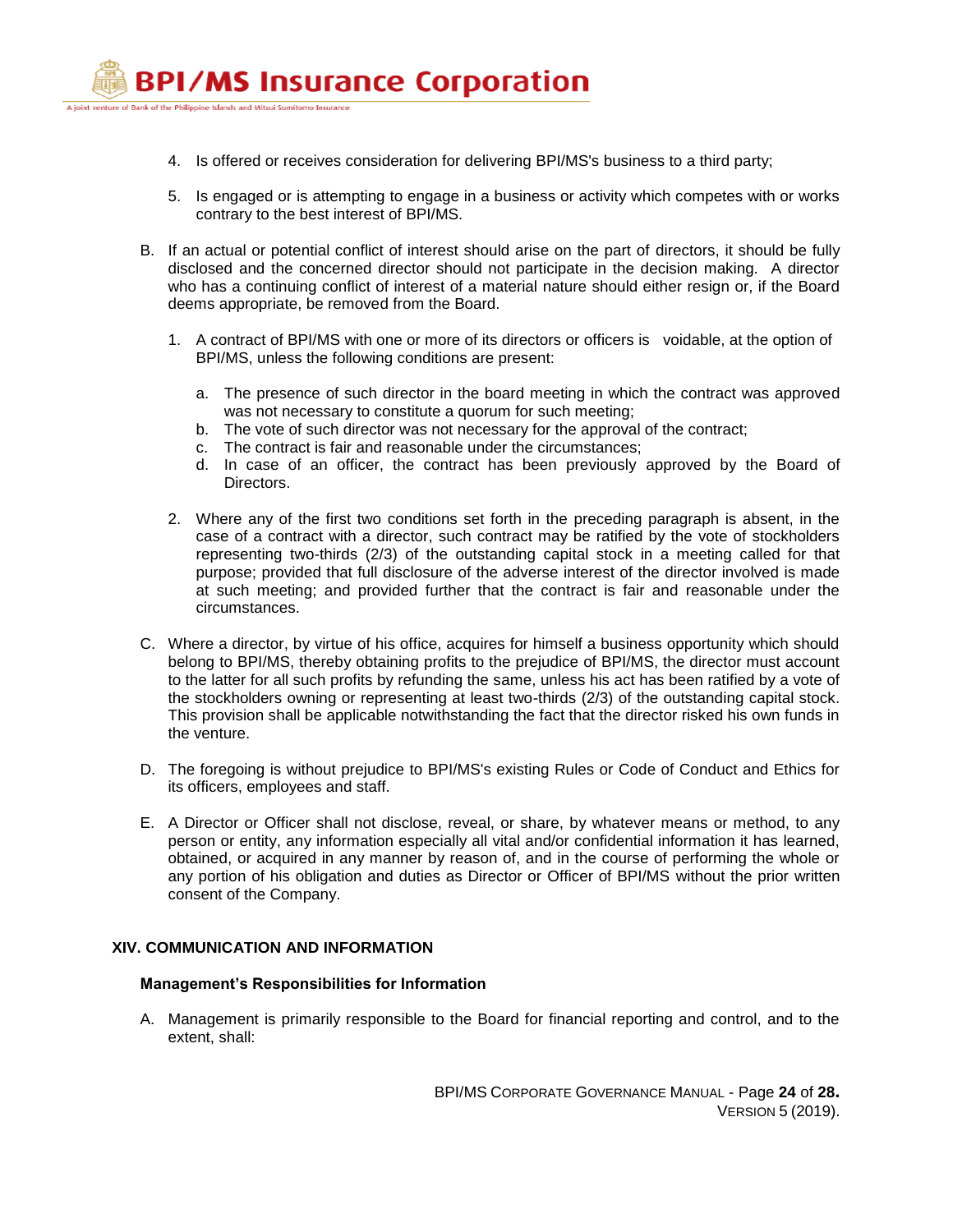4. Is offered or receives consideration for delivering BPI/MS's business to a third party;

5. Is engaged or is attempting to engage in a business or activity which competes with or works contrary to the best interest of BPI/MS.

B. If an actual or potential conflict of interest should arise on the part of directors, it should be fully disclosed and the concerned director should not participate in the decision making. A director who has a continuing conflict of interest of a material nature should either resign or, if the Board deems appropriate, be removed from the Board.

   1. A contract of BPI/MS with one or more of its directors or officers is voidable, at the option of BPI/MS, unless the following conditions are present:

      a. The presence of such director in the board meeting in which the contract was approved was not necessary to constitute a quorum for such meeting;
      b. The vote of such director was not necessary for the approval of the contract;
      c. The contract is fair and reasonable under the circumstances;
      d. In case of an officer, the contract has been previously approved by the Board of Directors.

   2. Where any of the first two conditions set forth in the preceding paragraph is absent, in the case of a contract with a director, such contract may be ratified by the vote of stockholders representing two-thirds (2/3) of the outstanding capital stock in a meeting called for that purpose; provided that full disclosure of the adverse interest of the director involved is made at such meeting; and provided further that the contract is fair and reasonable under the circumstances.

C. Where a director, by virtue of his office, acquires for himself a business opportunity which should belong to BPI/MS, thereby obtaining profits to the prejudice of BPI/MS, the director must account to the latter for all such profits by refunding the same, unless his act has been ratified by a vote of the stockholders owning or representing at least two-thirds (2/3) of the outstanding capital stock. This provision shall be applicable notwithstanding the fact that the director risked his own funds in the venture.

D. The foregoing is without prejudice to BPI/MS's existing Rules or Code of Conduct and Ethics for its officers, employees and staff.

E. A Director or Officer shall not disclose, reveal, or share, by whatever means or method, to any person or entity, any information especially all vital and/or confidential information it has learned, obtained, or acquired in any manner by reason of, and in the course of performing the whole or any portion of his obligation and duties as Director or Officer of BPI/MS without the prior written consent of the Company.

## XIV. COMMUNICATION AND INFORMATION

### Management's Responsibilities for Information

A. Management is primarily responsible to the Board for financial reporting and control, and to the extent, shall: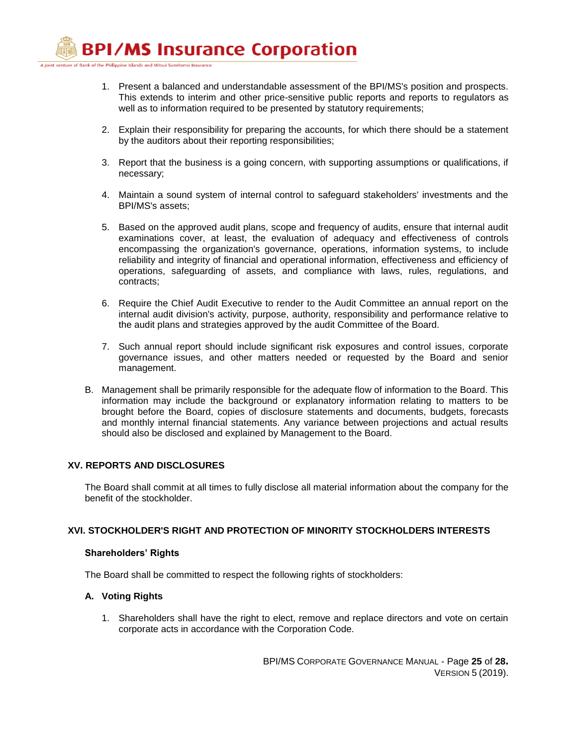1. Present a balanced and understandable assessment of the BPI/MS's position and prospects. This extends to interim and other price-sensitive public reports and reports to regulators as well as to information required to be presented by statutory requirements;

2. Explain their responsibility for preparing the accounts, for which there should be a statement by the auditors about their reporting responsibilities;

3. Report that the business is a going concern, with supporting assumptions or qualifications, if necessary;

4. Maintain a sound system of internal control to safeguard stakeholders' investments and the BPI/MS's assets;

5. Based on the approved audit plans, scope and frequency of audits, ensure that internal audit examinations cover, at least, the evaluation of adequacy and effectiveness of controls encompassing the organization's governance, operations, information systems, to include reliability and integrity of financial and operational information, effectiveness and efficiency of operations, safeguarding of assets, and compliance with laws, rules, regulations, and contracts;

6. Require the Chief Audit Executive to render to the Audit Committee an annual report on the internal audit division's activity, purpose, authority, responsibility and performance relative to the audit plans and strategies approved by the audit Committee of the Board.

7. Such annual report should include significant risk exposures and control issues, corporate governance issues, and other matters needed or requested by the Board and senior management.

B. Management shall be primarily responsible for the adequate flow of information to the Board. This information may include the background or explanatory information relating to matters to be brought before the Board, copies of disclosure statements and documents, budgets, forecasts and monthly internal financial statements. Any variance between projections and actual results should also be disclosed and explained by Management to the Board.

## XV. REPORTS AND DISCLOSURES

The Board shall commit at all times to fully disclose all material information about the company for the benefit of the stockholder.

## XVI. STOCKHOLDER'S RIGHT AND PROTECTION OF MINORITY STOCKHOLDERS INTERESTS

### Shareholders' Rights

The Board shall be committed to respect the following rights of stockholders:

#### A. Voting Rights

1. Shareholders shall have the right to elect, remove and replace directors and vote on certain corporate acts in accordance with the Corporation Code.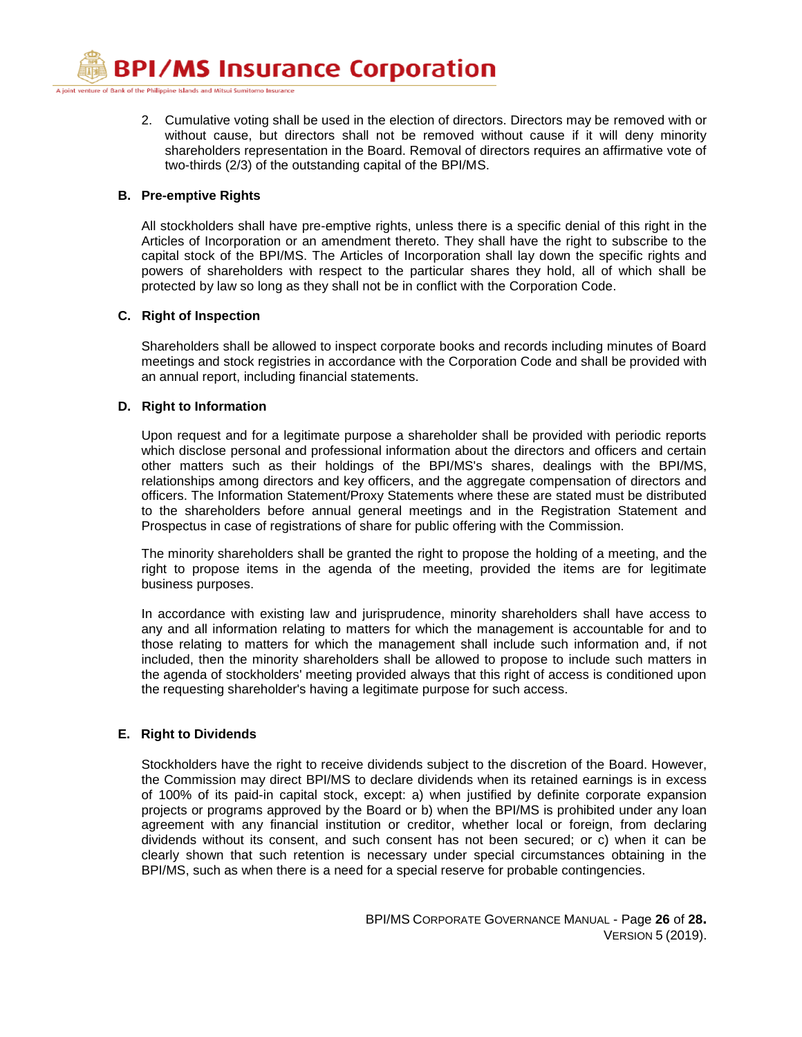2. Cumulative voting shall be used in the election of directors. Directors may be removed with or without cause, but directors shall not be removed without cause if it will deny minority shareholders representation in the Board. Removal of directors requires an affirmative vote of two-thirds (2/3) of the outstanding capital of the BPI/MS.

**B. Pre-emptive Rights**

All stockholders shall have pre-emptive rights, unless there is a specific denial of this right in the Articles of Incorporation or an amendment thereto. They shall have the right to subscribe to the capital stock of the BPI/MS. The Articles of Incorporation shall lay down the specific rights and powers of shareholders with respect to the particular shares they hold, all of which shall be protected by law so long as they shall not be in conflict with the Corporation Code.

**C. Right of Inspection**

Shareholders shall be allowed to inspect corporate books and records including minutes of Board meetings and stock registries in accordance with the Corporation Code and shall be provided with an annual report, including financial statements.

**D. Right to Information**

Upon request and for a legitimate purpose a shareholder shall be provided with periodic reports which disclose personal and professional information about the directors and officers and certain other matters such as their holdings of the BPI/MS's shares, dealings with the BPI/MS, relationships among directors and key officers, and the aggregate compensation of directors and officers. The Information Statement/Proxy Statements where these are stated must be distributed to the shareholders before annual general meetings and in the Registration Statement and Prospectus in case of registrations of share for public offering with the Commission.

The minority shareholders shall be granted the right to propose the holding of a meeting, and the right to propose items in the agenda of the meeting, provided the items are for legitimate business purposes.

In accordance with existing law and jurisprudence, minority shareholders shall have access to any and all information relating to matters for which the management is accountable for and to those relating to matters for which the management shall include such information and, if not included, then the minority shareholders shall be allowed to propose to include such matters in the agenda of stockholders' meeting provided always that this right of access is conditioned upon the requesting shareholder's having a legitimate purpose for such access.

**E. Right to Dividends**

Stockholders have the right to receive dividends subject to the discretion of the Board. However, the Commission may direct BPI/MS to declare dividends when its retained earnings is in excess of 100% of its paid-in capital stock, except: a) when justified by definite corporate expansion projects or programs approved by the Board or b) when the BPI/MS is prohibited under any loan agreement with any financial institution or creditor, whether local or foreign, from declaring dividends without its consent, and such consent has not been secured; or c) when it can be clearly shown that such retention is necessary under special circumstances obtaining in the BPI/MS, such as when there is a need for a special reserve for probable contingencies.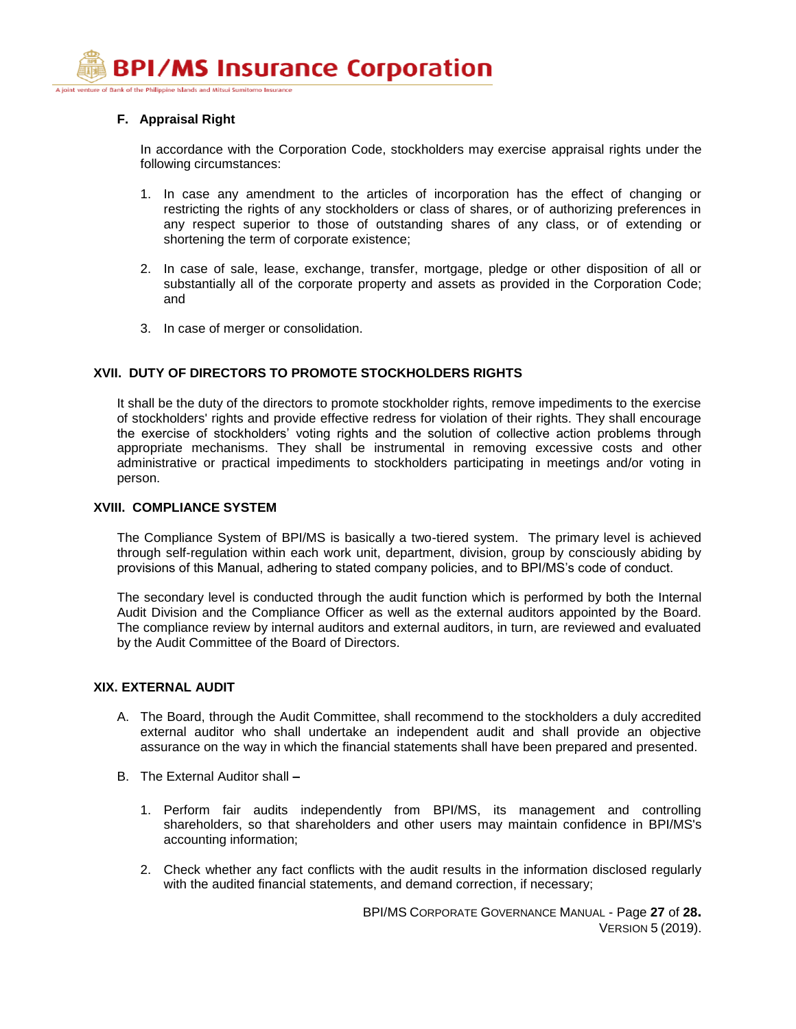### F. Appraisal Right

In accordance with the Corporation Code, stockholders may exercise appraisal rights under the following circumstances:

1. In case any amendment to the articles of incorporation has the effect of changing or restricting the rights of any stockholders or class of shares, or of authorizing preferences in any respect superior to those of outstanding shares of any class, or of extending or shortening the term of corporate existence;

2. In case of sale, lease, exchange, transfer, mortgage, pledge or other disposition of all or substantially all of the corporate property and assets as provided in the Corporation Code; and

3. In case of merger or consolidation.

## XVII. DUTY OF DIRECTORS TO PROMOTE STOCKHOLDERS RIGHTS

It shall be the duty of the directors to promote stockholder rights, remove impediments to the exercise of stockholders' rights and provide effective redress for violation of their rights. They shall encourage the exercise of stockholders' voting rights and the solution of collective action problems through appropriate mechanisms. They shall be instrumental in removing excessive costs and other administrative or practical impediments to stockholders participating in meetings and/or voting in person.

## XVIII. COMPLIANCE SYSTEM

The Compliance System of BPI/MS is basically a two-tiered system. The primary level is achieved through self-regulation within each work unit, department, division, group by consciously abiding by provisions of this Manual, adhering to stated company policies, and to BPI/MS's code of conduct.

The secondary level is conducted through the audit function which is performed by both the Internal Audit Division and the Compliance Officer as well as the external auditors appointed by the Board. The compliance review by internal auditors and external auditors, in turn, are reviewed and evaluated by the Audit Committee of the Board of Directors.

## XIX. EXTERNAL AUDIT

A. The Board, through the Audit Committee, shall recommend to the stockholders a duly accredited external auditor who shall undertake an independent audit and shall provide an objective assurance on the way in which the financial statements shall have been prepared and presented.

B. The External Auditor shall **–**

1. Perform fair audits independently from BPI/MS, its management and controlling shareholders, so that shareholders and other users may maintain confidence in BPI/MS's accounting information;

2. Check whether any fact conflicts with the audit results in the information disclosed regularly with the audited financial statements, and demand correction, if necessary;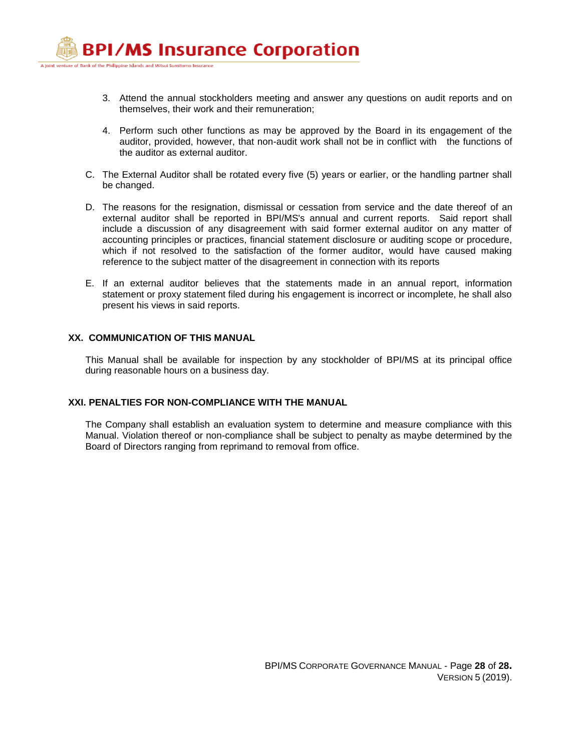3. Attend the annual stockholders meeting and answer any questions on audit reports and on themselves, their work and their remuneration;

4. Perform such other functions as may be approved by the Board in its engagement of the auditor, provided, however, that non-audit work shall not be in conflict with the functions of the auditor as external auditor.

C. The External Auditor shall be rotated every five (5) years or earlier, or the handling partner shall be changed.

D. The reasons for the resignation, dismissal or cessation from service and the date thereof of an external auditor shall be reported in BPI/MS's annual and current reports. Said report shall include a discussion of any disagreement with said former external auditor on any matter of accounting principles or practices, financial statement disclosure or auditing scope or procedure, which if not resolved to the satisfaction of the former auditor, would have caused making reference to the subject matter of the disagreement in connection with its reports

E. If an external auditor believes that the statements made in an annual report, information statement or proxy statement filed during his engagement is incorrect or incomplete, he shall also present his views in said reports.

## XX. COMMUNICATION OF THIS MANUAL

This Manual shall be available for inspection by any stockholder of BPI/MS at its principal office during reasonable hours on a business day.

## XXI. PENALTIES FOR NON-COMPLIANCE WITH THE MANUAL

The Company shall establish an evaluation system to determine and measure compliance with this Manual. Violation thereof or non-compliance shall be subject to penalty as maybe determined by the Board of Directors ranging from reprimand to removal from office.